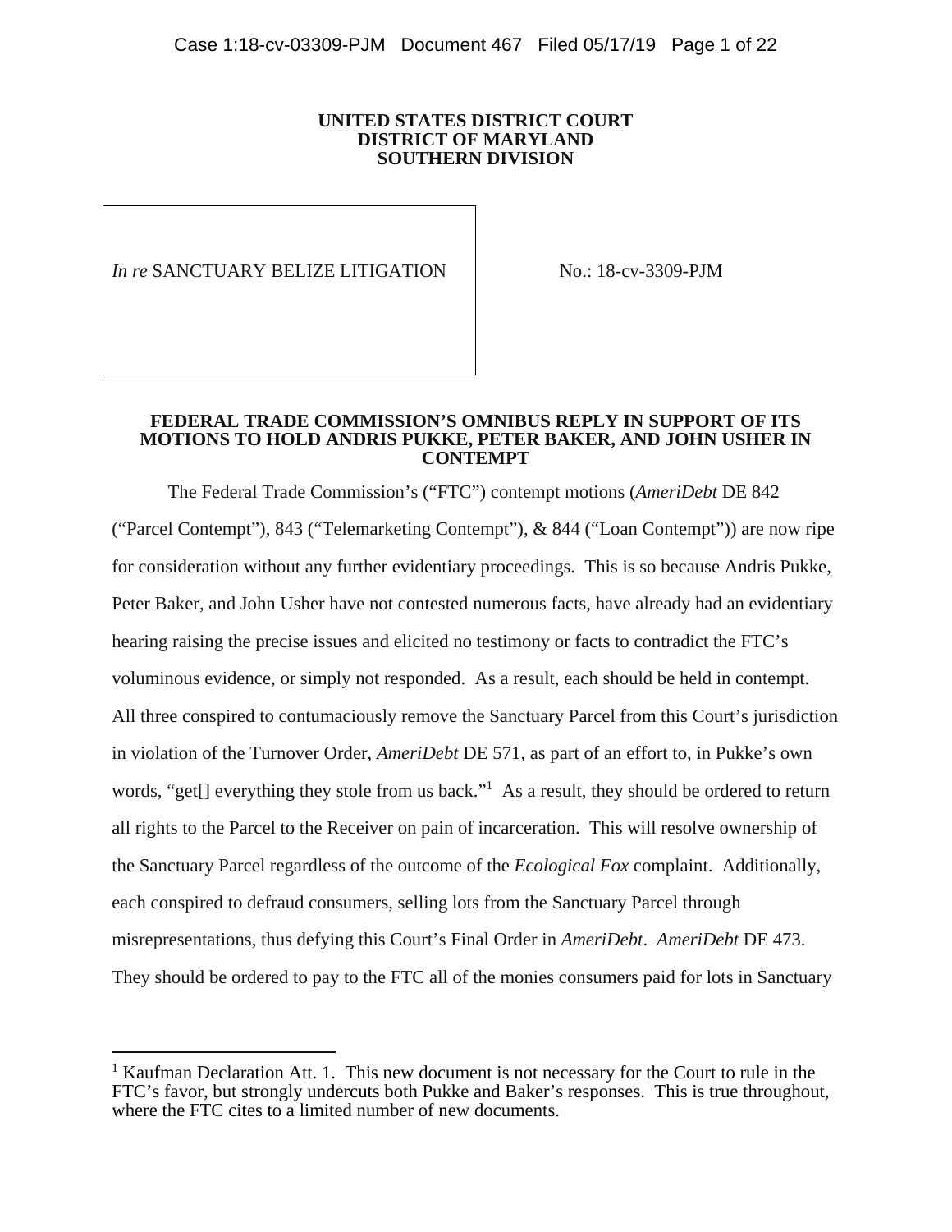**UNITED STATES DISTRICT COURT**
**DISTRICT OF MARYLAND**
**SOUTHERN DIVISION**

| | |
|---|---|
| *In re* SANCTUARY BELIZE LITIGATION | No.: 18-cv-3309-PJM |

**FEDERAL TRADE COMMISSION'S OMNIBUS REPLY IN SUPPORT OF ITS MOTIONS TO HOLD ANDRIS PUKKE, PETER BAKER, AND JOHN USHER IN CONTEMPT**

The Federal Trade Commission's ("FTC") contempt motions (*AmeriDebt* DE 842 ("Parcel Contempt"), 843 ("Telemarketing Contempt"), & 844 ("Loan Contempt")) are now ripe for consideration without any further evidentiary proceedings. This is so because Andris Pukke, Peter Baker, and John Usher have not contested numerous facts, have already had an evidentiary hearing raising the precise issues and elicited no testimony or facts to contradict the FTC's voluminous evidence, or simply not responded. As a result, each should be held in contempt. All three conspired to contumaciously remove the Sanctuary Parcel from this Court's jurisdiction in violation of the Turnover Order, *AmeriDebt* DE 571, as part of an effort to, in Pukke's own words, "get[] everything they stole from us back."[1] As a result, they should be ordered to return all rights to the Parcel to the Receiver on pain of incarceration. This will resolve ownership of the Sanctuary Parcel regardless of the outcome of the *Ecological Fox* complaint. Additionally, each conspired to defraud consumers, selling lots from the Sanctuary Parcel through misrepresentations, thus defying this Court's Final Order in *AmeriDebt*. *AmeriDebt* DE 473. They should be ordered to pay to the FTC all of the monies consumers paid for lots in Sanctuary

---

[1] Kaufman Declaration Att. 1. This new document is not necessary for the Court to rule in the FTC's favor, but strongly undercuts both Pukke and Baker's responses. This is true throughout, where the FTC cites to a limited number of new documents.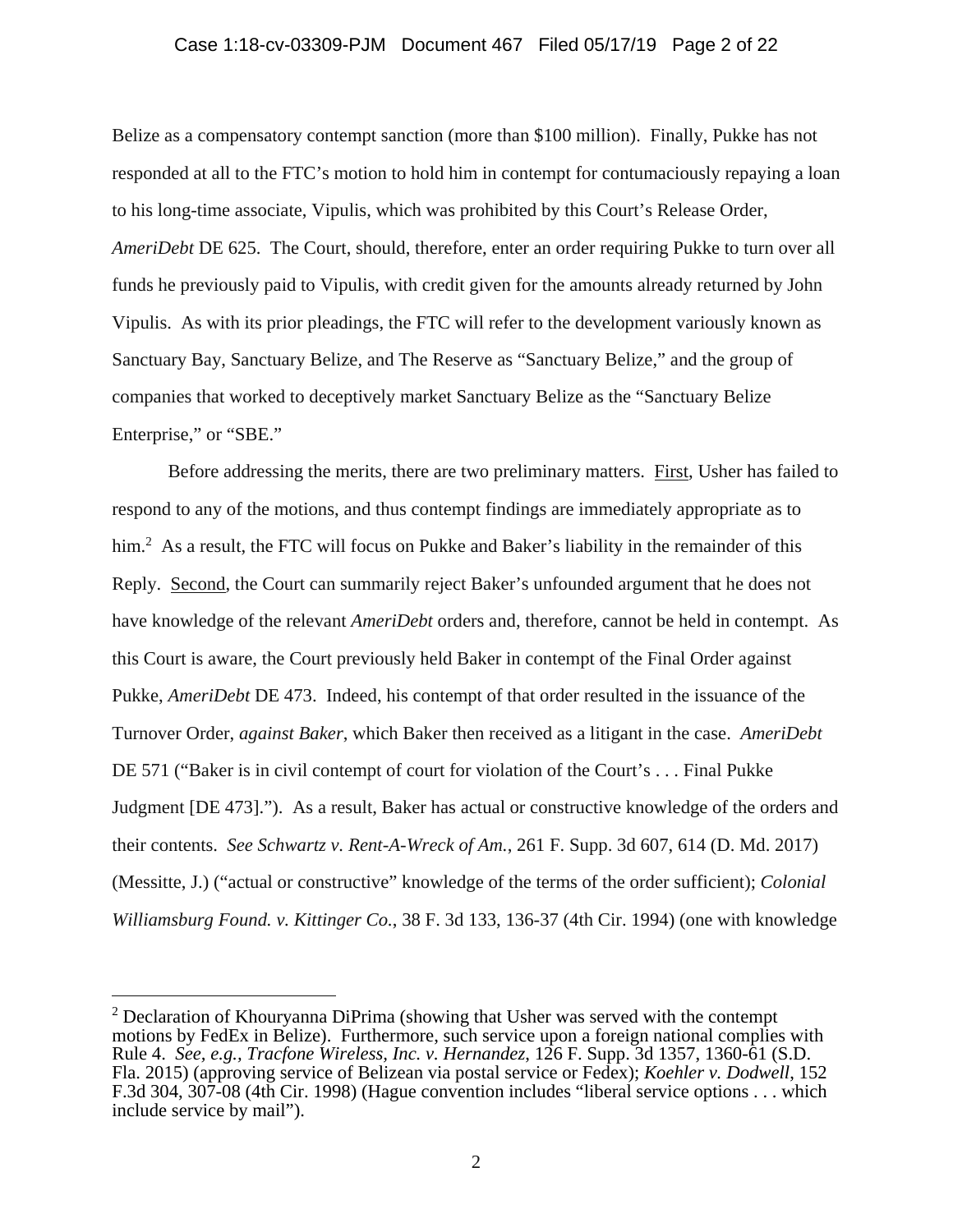Belize as a compensatory contempt sanction (more than $100 million). Finally, Pukke has not responded at all to the FTC's motion to hold him in contempt for contumaciously repaying a loan to his long-time associate, Vipulis, which was prohibited by this Court's Release Order, *AmeriDebt* DE 625. The Court, should, therefore, enter an order requiring Pukke to turn over all funds he previously paid to Vipulis, with credit given for the amounts already returned by John Vipulis. As with its prior pleadings, the FTC will refer to the development variously known as Sanctuary Bay, Sanctuary Belize, and The Reserve as "Sanctuary Belize," and the group of companies that worked to deceptively market Sanctuary Belize as the "Sanctuary Belize Enterprise," or "SBE."

Before addressing the merits, there are two preliminary matters. First, Usher has failed to respond to any of the motions, and thus contempt findings are immediately appropriate as to him.[2] As a result, the FTC will focus on Pukke and Baker's liability in the remainder of this Reply. Second, the Court can summarily reject Baker's unfounded argument that he does not have knowledge of the relevant *AmeriDebt* orders and, therefore, cannot be held in contempt. As this Court is aware, the Court previously held Baker in contempt of the Final Order against Pukke, *AmeriDebt* DE 473. Indeed, his contempt of that order resulted in the issuance of the Turnover Order, *against Baker*, which Baker then received as a litigant in the case. *AmeriDebt* DE 571 ("Baker is in civil contempt of court for violation of the Court's . . . Final Pukke Judgment [DE 473]."). As a result, Baker has actual or constructive knowledge of the orders and their contents. *See Schwartz v. Rent-A-Wreck of Am.*, 261 F. Supp. 3d 607, 614 (D. Md. 2017) (Messitte, J.) ("actual or constructive" knowledge of the terms of the order sufficient); *Colonial Williamsburg Found. v. Kittinger Co.*, 38 F. 3d 133, 136-37 (4th Cir. 1994) (one with knowledge

[2] Declaration of Khouryanna DiPrima (showing that Usher was served with the contempt motions by FedEx in Belize). Furthermore, such service upon a foreign national complies with Rule 4. *See, e.g., Tracfone Wireless, Inc. v. Hernandez*, 126 F. Supp. 3d 1357, 1360-61 (S.D. Fla. 2015) (approving service of Belizean via postal service or Fedex); *Koehler v. Dodwell*, 152 F.3d 304, 307-08 (4th Cir. 1998) (Hague convention includes "liberal service options . . . which include service by mail").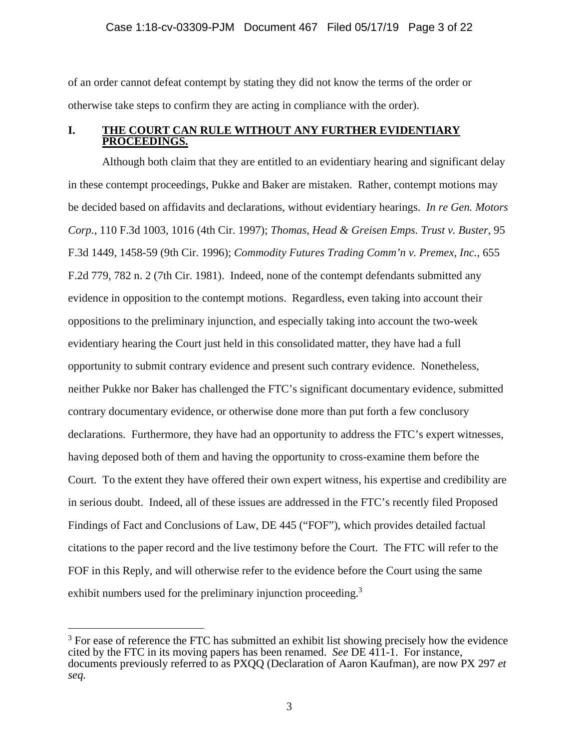of an order cannot defeat contempt by stating they did not know the terms of the order or otherwise take steps to confirm they are acting in compliance with the order).

## I. THE COURT CAN RULE WITHOUT ANY FURTHER EVIDENTIARY PROCEEDINGS.

Although both claim that they are entitled to an evidentiary hearing and significant delay in these contempt proceedings, Pukke and Baker are mistaken. Rather, contempt motions may be decided based on affidavits and declarations, without evidentiary hearings. *In re Gen. Motors Corp.*, 110 F.3d 1003, 1016 (4th Cir. 1997); *Thomas, Head & Greisen Emps. Trust v. Buster*, 95 F.3d 1449, 1458-59 (9th Cir. 1996); *Commodity Futures Trading Comm'n v. Premex, Inc.*, 655 F.2d 779, 782 n. 2 (7th Cir. 1981). Indeed, none of the contempt defendants submitted any evidence in opposition to the contempt motions. Regardless, even taking into account their oppositions to the preliminary injunction, and especially taking into account the two-week evidentiary hearing the Court just held in this consolidated matter, they have had a full opportunity to submit contrary evidence and present such contrary evidence. Nonetheless, neither Pukke nor Baker has challenged the FTC's significant documentary evidence, submitted contrary documentary evidence, or otherwise done more than put forth a few conclusory declarations. Furthermore, they have had an opportunity to address the FTC's expert witnesses, having deposed both of them and having the opportunity to cross-examine them before the Court. To the extent they have offered their own expert witness, his expertise and credibility are in serious doubt. Indeed, all of these issues are addressed in the FTC's recently filed Proposed Findings of Fact and Conclusions of Law, DE 445 ("FOF"), which provides detailed factual citations to the paper record and the live testimony before the Court. The FTC will refer to the FOF in this Reply, and will otherwise refer to the evidence before the Court using the same exhibit numbers used for the preliminary injunction proceeding.[3]

[3] For ease of reference the FTC has submitted an exhibit list showing precisely how the evidence cited by the FTC in its moving papers has been renamed. *See* DE 411-1. For instance, documents previously referred to as PXQQ (Declaration of Aaron Kaufman), are now PX 297 *et seq.*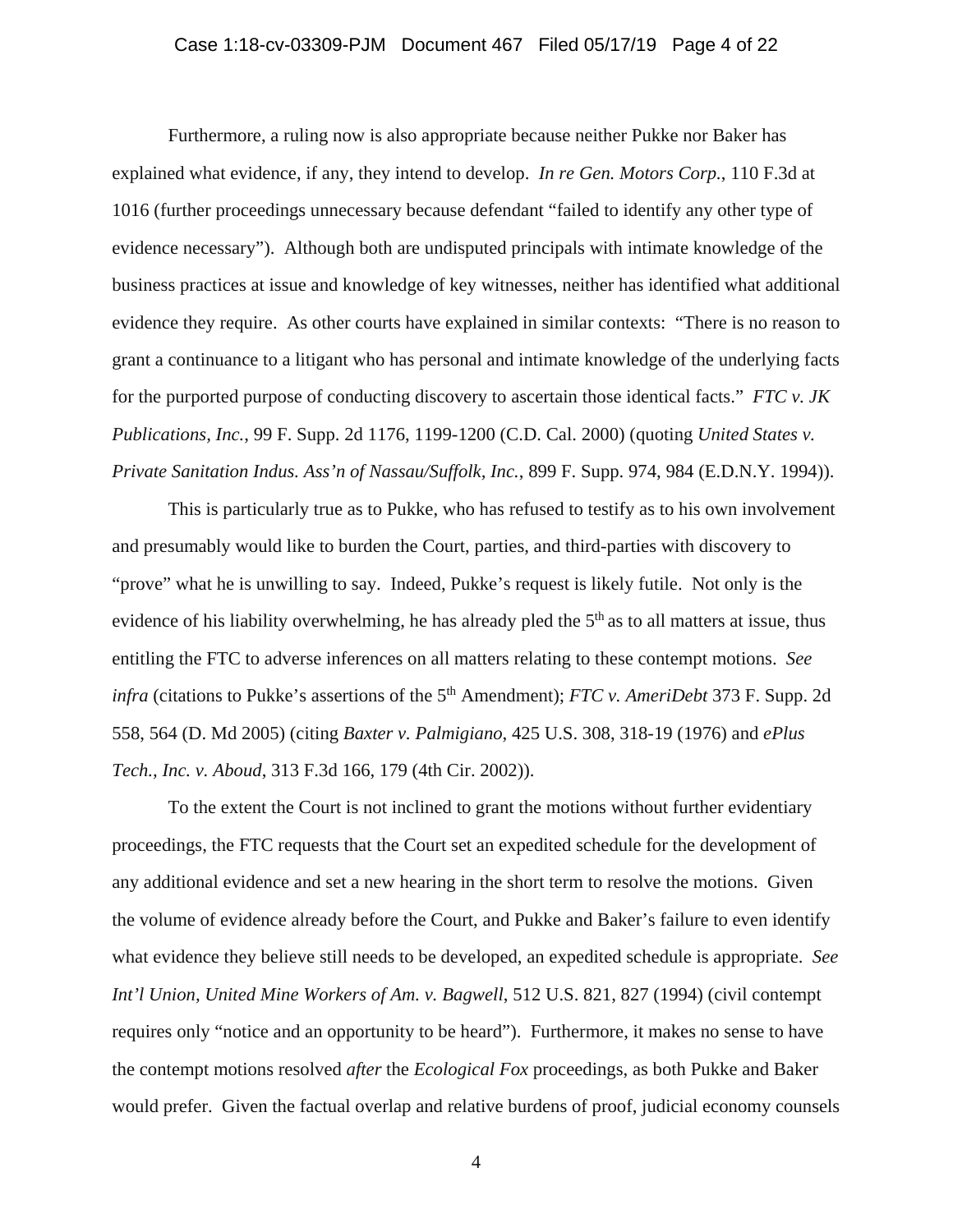Furthermore, a ruling now is also appropriate because neither Pukke nor Baker has explained what evidence, if any, they intend to develop. *In re Gen. Motors Corp.*, 110 F.3d at 1016 (further proceedings unnecessary because defendant "failed to identify any other type of evidence necessary"). Although both are undisputed principals with intimate knowledge of the business practices at issue and knowledge of key witnesses, neither has identified what additional evidence they require. As other courts have explained in similar contexts: "There is no reason to grant a continuance to a litigant who has personal and intimate knowledge of the underlying facts for the purported purpose of conducting discovery to ascertain those identical facts." *FTC v. JK Publications, Inc.*, 99 F. Supp. 2d 1176, 1199-1200 (C.D. Cal. 2000) (quoting *United States v. Private Sanitation Indus. Ass'n of Nassau/Suffolk, Inc.*, 899 F. Supp. 974, 984 (E.D.N.Y. 1994)).

This is particularly true as to Pukke, who has refused to testify as to his own involvement and presumably would like to burden the Court, parties, and third-parties with discovery to "prove" what he is unwilling to say. Indeed, Pukke's request is likely futile. Not only is the evidence of his liability overwhelming, he has already pled the 5th as to all matters at issue, thus entitling the FTC to adverse inferences on all matters relating to these contempt motions. *See infra* (citations to Pukke's assertions of the 5th Amendment); *FTC v. AmeriDebt* 373 F. Supp. 2d 558, 564 (D. Md 2005) (citing *Baxter v. Palmigiano*, 425 U.S. 308, 318-19 (1976) and *ePlus Tech., Inc. v. Aboud*, 313 F.3d 166, 179 (4th Cir. 2002)).

To the extent the Court is not inclined to grant the motions without further evidentiary proceedings, the FTC requests that the Court set an expedited schedule for the development of any additional evidence and set a new hearing in the short term to resolve the motions. Given the volume of evidence already before the Court, and Pukke and Baker's failure to even identify what evidence they believe still needs to be developed, an expedited schedule is appropriate. *See Int'l Union, United Mine Workers of Am. v. Bagwell*, 512 U.S. 821, 827 (1994) (civil contempt requires only "notice and an opportunity to be heard"). Furthermore, it makes no sense to have the contempt motions resolved *after* the *Ecological Fox* proceedings, as both Pukke and Baker would prefer. Given the factual overlap and relative burdens of proof, judicial economy counsels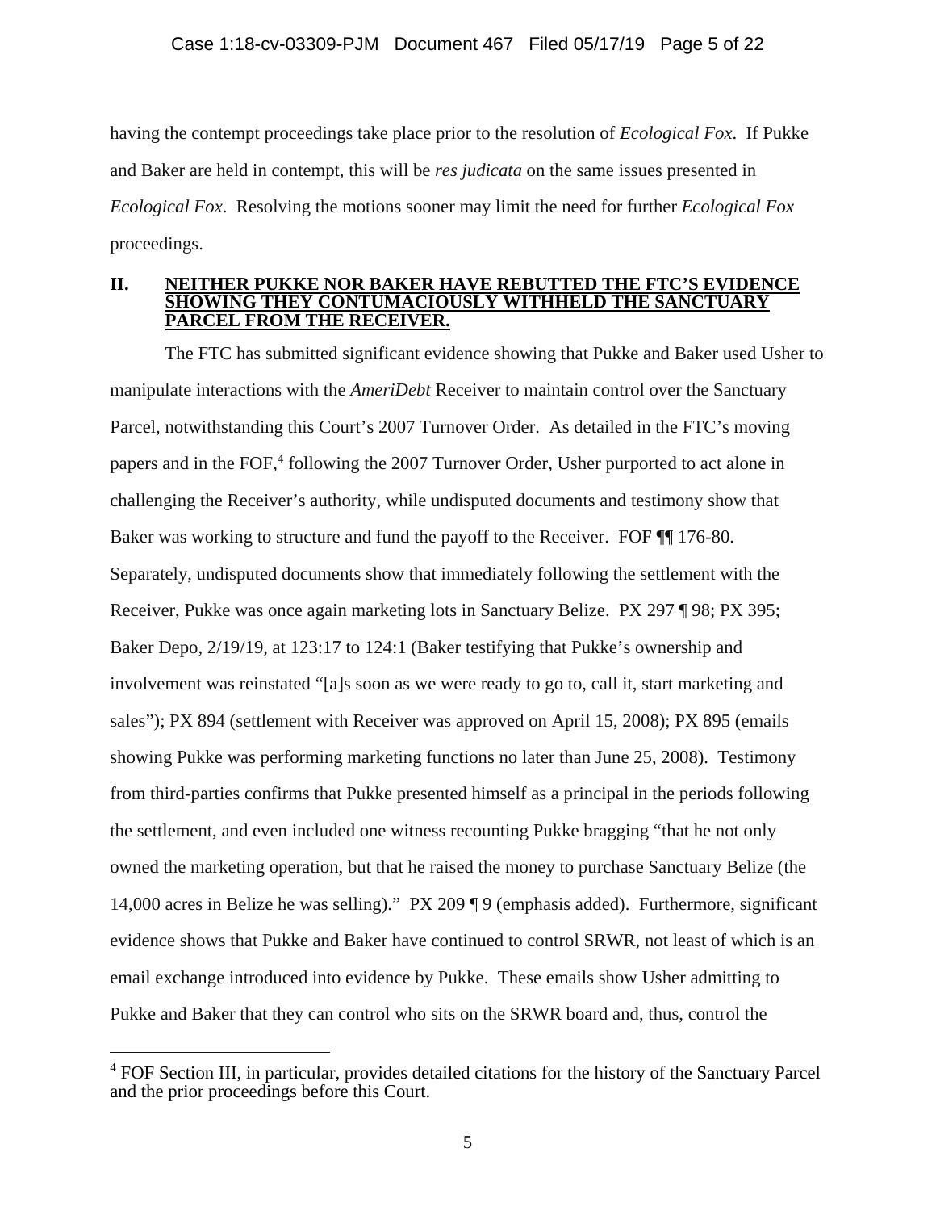having the contempt proceedings take place prior to the resolution of *Ecological Fox*. If Pukke and Baker are held in contempt, this will be *res judicata* on the same issues presented in *Ecological Fox*. Resolving the motions sooner may limit the need for further *Ecological Fox* proceedings.

## II. NEITHER PUKKE NOR BAKER HAVE REBUTTED THE FTC'S EVIDENCE SHOWING THEY CONTUMACIOUSLY WITHHELD THE SANCTUARY PARCEL FROM THE RECEIVER.

The FTC has submitted significant evidence showing that Pukke and Baker used Usher to manipulate interactions with the *AmeriDebt* Receiver to maintain control over the Sanctuary Parcel, notwithstanding this Court's 2007 Turnover Order. As detailed in the FTC's moving papers and in the FOF,[4] following the 2007 Turnover Order, Usher purported to act alone in challenging the Receiver's authority, while undisputed documents and testimony show that Baker was working to structure and fund the payoff to the Receiver. FOF ¶¶ 176-80. Separately, undisputed documents show that immediately following the settlement with the Receiver, Pukke was once again marketing lots in Sanctuary Belize. PX 297 ¶ 98; PX 395; Baker Depo, 2/19/19, at 123:17 to 124:1 (Baker testifying that Pukke's ownership and involvement was reinstated "[a]s soon as we were ready to go to, call it, start marketing and sales"); PX 894 (settlement with Receiver was approved on April 15, 2008); PX 895 (emails showing Pukke was performing marketing functions no later than June 25, 2008). Testimony from third-parties confirms that Pukke presented himself as a principal in the periods following the settlement, and even included one witness recounting Pukke bragging "that he not only owned the marketing operation, but that he raised the money to purchase Sanctuary Belize (the 14,000 acres in Belize he was selling)." PX 209 ¶ 9 (emphasis added). Furthermore, significant evidence shows that Pukke and Baker have continued to control SRWR, not least of which is an email exchange introduced into evidence by Pukke. These emails show Usher admitting to Pukke and Baker that they can control who sits on the SRWR board and, thus, control the

---

[4] FOF Section III, in particular, provides detailed citations for the history of the Sanctuary Parcel and the prior proceedings before this Court.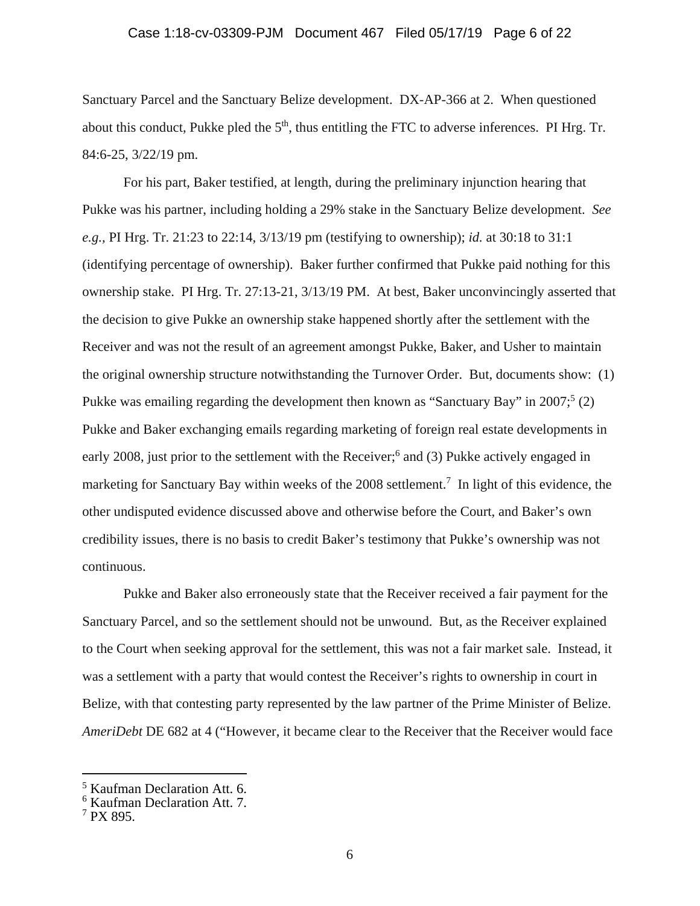Sanctuary Parcel and the Sanctuary Belize development. DX-AP-366 at 2. When questioned about this conduct, Pukke pled the 5th, thus entitling the FTC to adverse inferences. PI Hrg. Tr. 84:6-25, 3/22/19 pm.

For his part, Baker testified, at length, during the preliminary injunction hearing that Pukke was his partner, including holding a 29% stake in the Sanctuary Belize development. *See e.g.,* PI Hrg. Tr. 21:23 to 22:14, 3/13/19 pm (testifying to ownership); *id.* at 30:18 to 31:1 (identifying percentage of ownership). Baker further confirmed that Pukke paid nothing for this ownership stake. PI Hrg. Tr. 27:13-21, 3/13/19 PM. At best, Baker unconvincingly asserted that the decision to give Pukke an ownership stake happened shortly after the settlement with the Receiver and was not the result of an agreement amongst Pukke, Baker, and Usher to maintain the original ownership structure notwithstanding the Turnover Order. But, documents show: (1) Pukke was emailing regarding the development then known as "Sanctuary Bay" in 2007;[5] (2) Pukke and Baker exchanging emails regarding marketing of foreign real estate developments in early 2008, just prior to the settlement with the Receiver;[6] and (3) Pukke actively engaged in marketing for Sanctuary Bay within weeks of the 2008 settlement.[7] In light of this evidence, the other undisputed evidence discussed above and otherwise before the Court, and Baker's own credibility issues, there is no basis to credit Baker's testimony that Pukke's ownership was not continuous.

Pukke and Baker also erroneously state that the Receiver received a fair payment for the Sanctuary Parcel, and so the settlement should not be unwound. But, as the Receiver explained to the Court when seeking approval for the settlement, this was not a fair market sale. Instead, it was a settlement with a party that would contest the Receiver's rights to ownership in court in Belize, with that contesting party represented by the law partner of the Prime Minister of Belize. *AmeriDebt* DE 682 at 4 ("However, it became clear to the Receiver that the Receiver would face

---

[5] Kaufman Declaration Att. 6.

[6] Kaufman Declaration Att. 7.

[7] PX 895.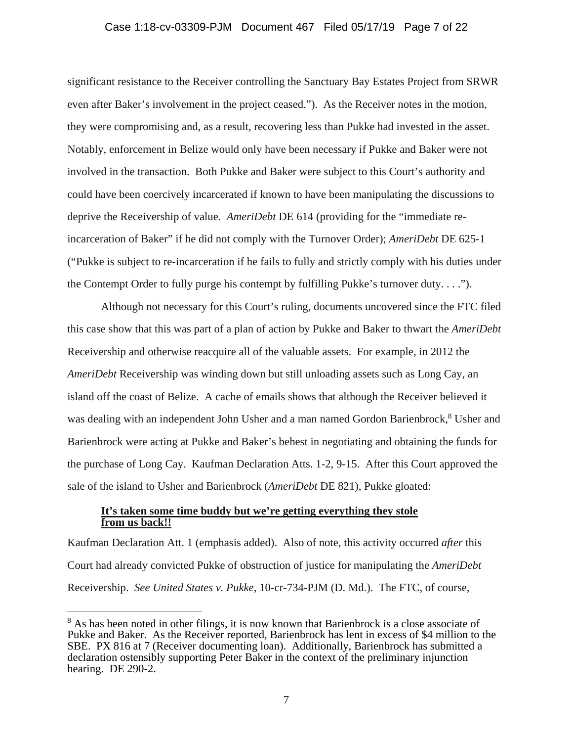significant resistance to the Receiver controlling the Sanctuary Bay Estates Project from SRWR even after Baker's involvement in the project ceased."). As the Receiver notes in the motion, they were compromising and, as a result, recovering less than Pukke had invested in the asset. Notably, enforcement in Belize would only have been necessary if Pukke and Baker were not involved in the transaction. Both Pukke and Baker were subject to this Court's authority and could have been coercively incarcerated if known to have been manipulating the discussions to deprive the Receivership of value. *AmeriDebt* DE 614 (providing for the "immediate re-incarceration of Baker" if he did not comply with the Turnover Order); *AmeriDebt* DE 625-1 ("Pukke is subject to re-incarceration if he fails to fully and strictly comply with his duties under the Contempt Order to fully purge his contempt by fulfilling Pukke's turnover duty. . . .").

Although not necessary for this Court's ruling, documents uncovered since the FTC filed this case show that this was part of a plan of action by Pukke and Baker to thwart the *AmeriDebt* Receivership and otherwise reacquire all of the valuable assets. For example, in 2012 the *AmeriDebt* Receivership was winding down but still unloading assets such as Long Cay, an island off the coast of Belize. A cache of emails shows that although the Receiver believed it was dealing with an independent John Usher and a man named Gordon Barienbrock,[8] Usher and Barienbrock were acting at Pukke and Baker's behest in negotiating and obtaining the funds for the purchase of Long Cay. Kaufman Declaration Atts. 1-2, 9-15. After this Court approved the sale of the island to Usher and Barienbrock (*AmeriDebt* DE 821), Pukke gloated:

> **<u>It's taken some time buddy but we're getting everything they stole from us back!!</u>**

Kaufman Declaration Att. 1 (emphasis added). Also of note, this activity occurred *after* this Court had already convicted Pukke of obstruction of justice for manipulating the *AmeriDebt* Receivership. *See United States v. Pukke*, 10-cr-734-PJM (D. Md.). The FTC, of course,

---

[8] As has been noted in other filings, it is now known that Barienbrock is a close associate of Pukke and Baker. As the Receiver reported, Barienbrock has lent in excess of $4 million to the SBE. PX 816 at 7 (Receiver documenting loan). Additionally, Barienbrock has submitted a declaration ostensibly supporting Peter Baker in the context of the preliminary injunction hearing. DE 290-2.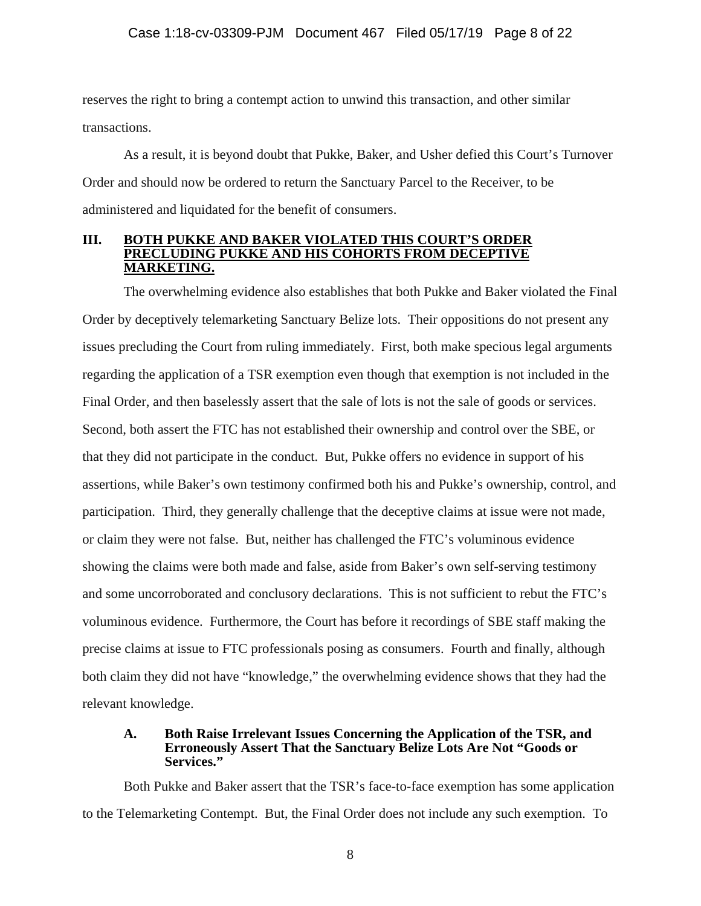reserves the right to bring a contempt action to unwind this transaction, and other similar transactions.

As a result, it is beyond doubt that Pukke, Baker, and Usher defied this Court's Turnover Order and should now be ordered to return the Sanctuary Parcel to the Receiver, to be administered and liquidated for the benefit of consumers.

## III. BOTH PUKKE AND BAKER VIOLATED THIS COURT'S ORDER PRECLUDING PUKKE AND HIS COHORTS FROM DECEPTIVE MARKETING.

The overwhelming evidence also establishes that both Pukke and Baker violated the Final Order by deceptively telemarketing Sanctuary Belize lots. Their oppositions do not present any issues precluding the Court from ruling immediately. First, both make specious legal arguments regarding the application of a TSR exemption even though that exemption is not included in the Final Order, and then baselessly assert that the sale of lots is not the sale of goods or services. Second, both assert the FTC has not established their ownership and control over the SBE, or that they did not participate in the conduct. But, Pukke offers no evidence in support of his assertions, while Baker's own testimony confirmed both his and Pukke's ownership, control, and participation. Third, they generally challenge that the deceptive claims at issue were not made, or claim they were not false. But, neither has challenged the FTC's voluminous evidence showing the claims were both made and false, aside from Baker's own self-serving testimony and some uncorroborated and conclusory declarations. This is not sufficient to rebut the FTC's voluminous evidence. Furthermore, the Court has before it recordings of SBE staff making the precise claims at issue to FTC professionals posing as consumers. Fourth and finally, although both claim they did not have "knowledge," the overwhelming evidence shows that they had the relevant knowledge.

### A. Both Raise Irrelevant Issues Concerning the Application of the TSR, and Erroneously Assert That the Sanctuary Belize Lots Are Not "Goods or Services."

Both Pukke and Baker assert that the TSR's face-to-face exemption has some application to the Telemarketing Contempt. But, the Final Order does not include any such exemption. To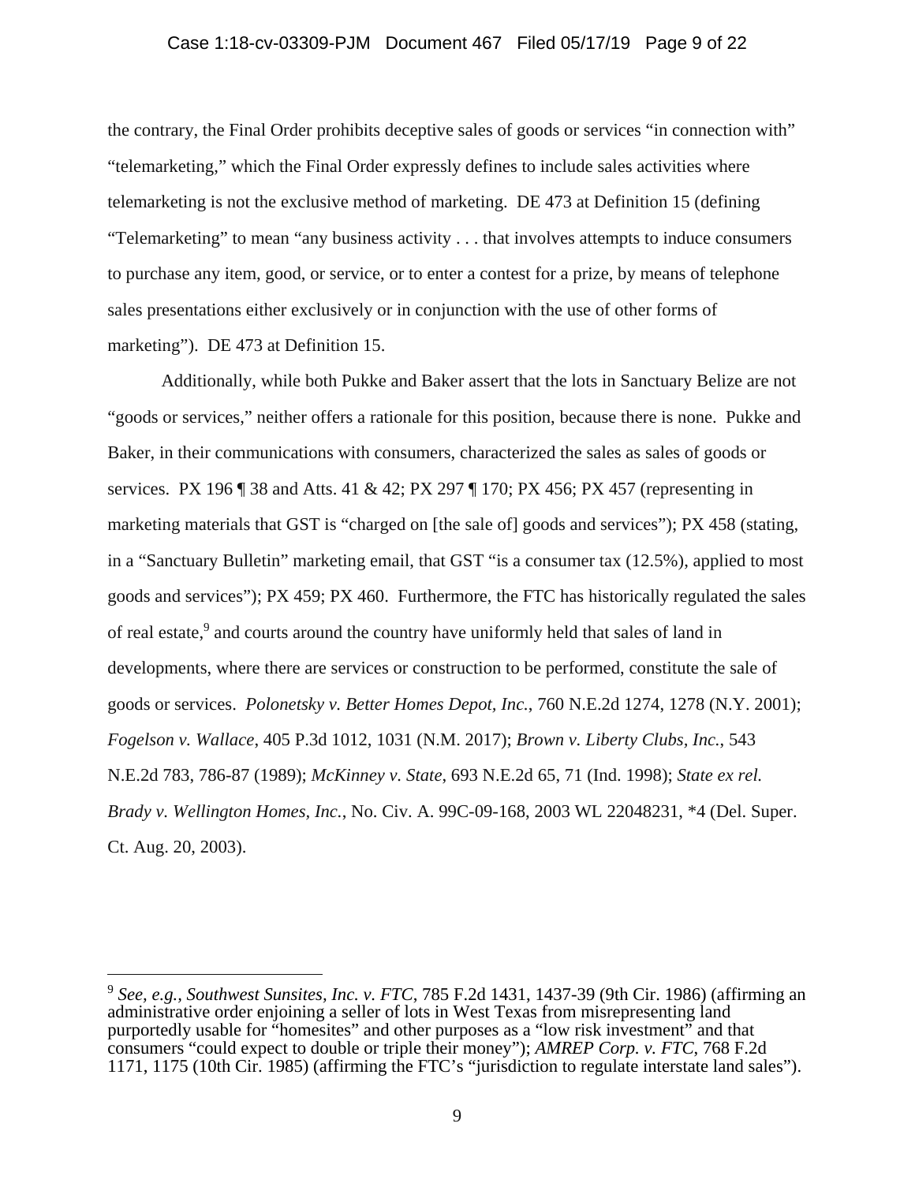the contrary, the Final Order prohibits deceptive sales of goods or services "in connection with" "telemarketing," which the Final Order expressly defines to include sales activities where telemarketing is not the exclusive method of marketing. DE 473 at Definition 15 (defining "Telemarketing" to mean "any business activity . . . that involves attempts to induce consumers to purchase any item, good, or service, or to enter a contest for a prize, by means of telephone sales presentations either exclusively or in conjunction with the use of other forms of marketing"). DE 473 at Definition 15.

Additionally, while both Pukke and Baker assert that the lots in Sanctuary Belize are not "goods or services," neither offers a rationale for this position, because there is none. Pukke and Baker, in their communications with consumers, characterized the sales as sales of goods or services. PX 196 ¶ 38 and Atts. 41 & 42; PX 297 ¶ 170; PX 456; PX 457 (representing in marketing materials that GST is "charged on [the sale of] goods and services"); PX 458 (stating, in a "Sanctuary Bulletin" marketing email, that GST "is a consumer tax (12.5%), applied to most goods and services"); PX 459; PX 460. Furthermore, the FTC has historically regulated the sales of real estate,[9] and courts around the country have uniformly held that sales of land in developments, where there are services or construction to be performed, constitute the sale of goods or services. *Polonetsky v. Better Homes Depot, Inc.*, 760 N.E.2d 1274, 1278 (N.Y. 2001); *Fogelson v. Wallace*, 405 P.3d 1012, 1031 (N.M. 2017); *Brown v. Liberty Clubs, Inc.*, 543 N.E.2d 783, 786-87 (1989); *McKinney v. State*, 693 N.E.2d 65, 71 (Ind. 1998); *State ex rel. Brady v. Wellington Homes, Inc.*, No. Civ. A. 99C-09-168, 2003 WL 22048231, *4 (Del. Super. Ct. Aug. 20, 2003).

---

[9] *See, e.g., Southwest Sunsites, Inc. v. FTC*, 785 F.2d 1431, 1437-39 (9th Cir. 1986) (affirming an administrative order enjoining a seller of lots in West Texas from misrepresenting land purportedly usable for "homesites" and other purposes as a "low risk investment" and that consumers "could expect to double or triple their money"); *AMREP Corp. v. FTC*, 768 F.2d 1171, 1175 (10th Cir. 1985) (affirming the FTC's "jurisdiction to regulate interstate land sales").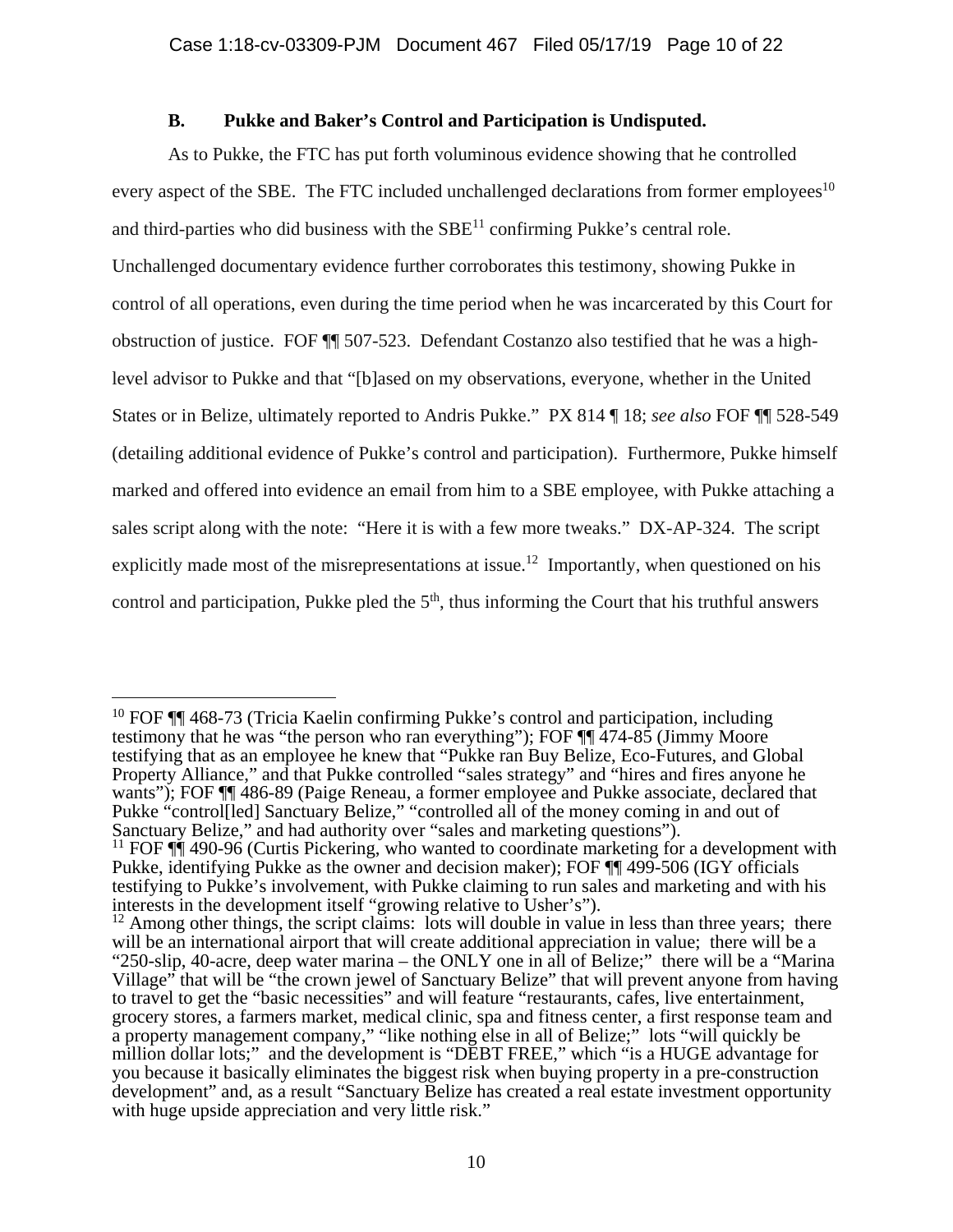### B. Pukke and Baker's Control and Participation is Undisputed.

As to Pukke, the FTC has put forth voluminous evidence showing that he controlled every aspect of the SBE. The FTC included unchallenged declarations from former employees[10] and third-parties who did business with the SBE[11] confirming Pukke's central role. Unchallenged documentary evidence further corroborates this testimony, showing Pukke in control of all operations, even during the time period when he was incarcerated by this Court for obstruction of justice. FOF ¶¶ 507-523. Defendant Costanzo also testified that he was a high-level advisor to Pukke and that "[b]ased on my observations, everyone, whether in the United States or in Belize, ultimately reported to Andris Pukke." PX 814 ¶ 18; *see also* FOF ¶¶ 528-549 (detailing additional evidence of Pukke's control and participation). Furthermore, Pukke himself marked and offered into evidence an email from him to a SBE employee, with Pukke attaching a sales script along with the note: "Here it is with a few more tweaks." DX-AP-324. The script explicitly made most of the misrepresentations at issue.[12] Importantly, when questioned on his control and participation, Pukke pled the 5th, thus informing the Court that his truthful answers

---

[10] FOF ¶¶ 468-73 (Tricia Kaelin confirming Pukke's control and participation, including testimony that he was "the person who ran everything"); FOF ¶¶ 474-85 (Jimmy Moore testifying that as an employee he knew that "Pukke ran Buy Belize, Eco-Futures, and Global Property Alliance," and that Pukke controlled "sales strategy" and "hires and fires anyone he wants"); FOF ¶¶ 486-89 (Paige Reneau, a former employee and Pukke associate, declared that Pukke "control[led] Sanctuary Belize," "controlled all of the money coming in and out of Sanctuary Belize," and had authority over "sales and marketing questions").

[11] FOF ¶¶ 490-96 (Curtis Pickering, who wanted to coordinate marketing for a development with Pukke, identifying Pukke as the owner and decision maker); FOF ¶¶ 499-506 (IGY officials testifying to Pukke's involvement, with Pukke claiming to run sales and marketing and with his interests in the development itself "growing relative to Usher's").

[12] Among other things, the script claims: lots will double in value in less than three years; there will be an international airport that will create additional appreciation in value; there will be a "250-slip, 40-acre, deep water marina – the ONLY one in all of Belize;" there will be a "Marina Village" that will be "the crown jewel of Sanctuary Belize" that will prevent anyone from having to travel to get the "basic necessities" and will feature "restaurants, cafes, live entertainment, grocery stores, a farmers market, medical clinic, spa and fitness center, a first response team and a property management company," "like nothing else in all of Belize;" lots "will quickly be million dollar lots;" and the development is "DEBT FREE," which "is a HUGE advantage for you because it basically eliminates the biggest risk when buying property in a pre-construction development" and, as a result "Sanctuary Belize has created a real estate investment opportunity with huge upside appreciation and very little risk."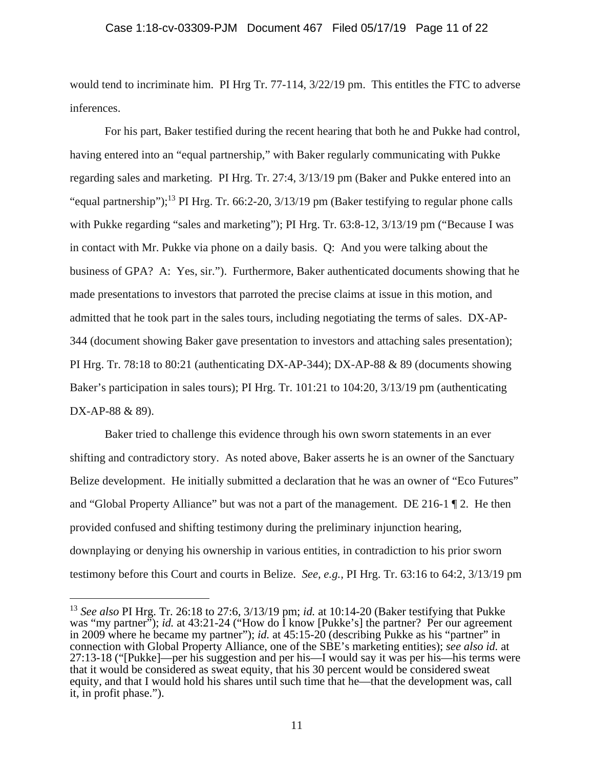would tend to incriminate him. PI Hrg Tr. 77-114, 3/22/19 pm. This entitles the FTC to adverse inferences.

For his part, Baker testified during the recent hearing that both he and Pukke had control, having entered into an "equal partnership," with Baker regularly communicating with Pukke regarding sales and marketing. PI Hrg. Tr. 27:4, 3/13/19 pm (Baker and Pukke entered into an "equal partnership");[13] PI Hrg. Tr. 66:2-20, 3/13/19 pm (Baker testifying to regular phone calls with Pukke regarding "sales and marketing"); PI Hrg. Tr. 63:8-12, 3/13/19 pm ("Because I was in contact with Mr. Pukke via phone on a daily basis. Q: And you were talking about the business of GPA? A: Yes, sir."). Furthermore, Baker authenticated documents showing that he made presentations to investors that parroted the precise claims at issue in this motion, and admitted that he took part in the sales tours, including negotiating the terms of sales. DX-AP-344 (document showing Baker gave presentation to investors and attaching sales presentation); PI Hrg. Tr. 78:18 to 80:21 (authenticating DX-AP-344); DX-AP-88 & 89 (documents showing Baker's participation in sales tours); PI Hrg. Tr. 101:21 to 104:20, 3/13/19 pm (authenticating DX-AP-88 & 89).

Baker tried to challenge this evidence through his own sworn statements in an ever shifting and contradictory story. As noted above, Baker asserts he is an owner of the Sanctuary Belize development. He initially submitted a declaration that he was an owner of "Eco Futures" and "Global Property Alliance" but was not a part of the management. DE 216-1 ¶ 2. He then provided confused and shifting testimony during the preliminary injunction hearing, downplaying or denying his ownership in various entities, in contradiction to his prior sworn testimony before this Court and courts in Belize. *See, e.g.*, PI Hrg. Tr. 63:16 to 64:2, 3/13/19 pm

---

[13] *See also* PI Hrg. Tr. 26:18 to 27:6, 3/13/19 pm; *id.* at 10:14-20 (Baker testifying that Pukke was "my partner"); *id.* at 43:21-24 ("How do I know [Pukke's] the partner? Per our agreement in 2009 where he became my partner"); *id.* at 45:15-20 (describing Pukke as his "partner" in connection with Global Property Alliance, one of the SBE's marketing entities); *see also id.* at 27:13-18 ("[Pukke]—per his suggestion and per his—I would say it was per his—his terms were that it would be considered as sweat equity, that his 30 percent would be considered sweat equity, and that I would hold his shares until such time that he—that the development was, call it, in profit phase.").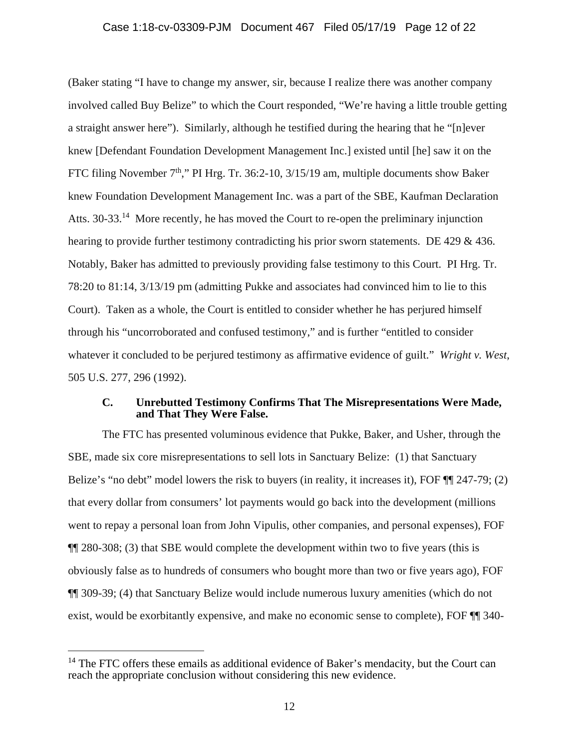(Baker stating "I have to change my answer, sir, because I realize there was another company involved called Buy Belize" to which the Court responded, "We're having a little trouble getting a straight answer here"). Similarly, although he testified during the hearing that he "[n]ever knew [Defendant Foundation Development Management Inc.] existed until [he] saw it on the FTC filing November 7th," PI Hrg. Tr. 36:2-10, 3/15/19 am, multiple documents show Baker knew Foundation Development Management Inc. was a part of the SBE, Kaufman Declaration Atts. 30-33.[14] More recently, he has moved the Court to re-open the preliminary injunction hearing to provide further testimony contradicting his prior sworn statements. DE 429 & 436. Notably, Baker has admitted to previously providing false testimony to this Court. PI Hrg. Tr. 78:20 to 81:14, 3/13/19 pm (admitting Pukke and associates had convinced him to lie to this Court). Taken as a whole, the Court is entitled to consider whether he has perjured himself through his "uncorroborated and confused testimony," and is further "entitled to consider whatever it concluded to be perjured testimony as affirmative evidence of guilt." *Wright v. West*, 505 U.S. 277, 296 (1992).

### C. Unrebutted Testimony Confirms That The Misrepresentations Were Made, and That They Were False.

The FTC has presented voluminous evidence that Pukke, Baker, and Usher, through the SBE, made six core misrepresentations to sell lots in Sanctuary Belize: (1) that Sanctuary Belize's "no debt" model lowers the risk to buyers (in reality, it increases it), FOF ¶¶ 247-79; (2) that every dollar from consumers' lot payments would go back into the development (millions went to repay a personal loan from John Vipulis, other companies, and personal expenses), FOF ¶¶ 280-308; (3) that SBE would complete the development within two to five years (this is obviously false as to hundreds of consumers who bought more than two or five years ago), FOF ¶¶ 309-39; (4) that Sanctuary Belize would include numerous luxury amenities (which do not exist, would be exorbitantly expensive, and make no economic sense to complete), FOF ¶¶ 340-

---

[14] The FTC offers these emails as additional evidence of Baker's mendacity, but the Court can reach the appropriate conclusion without considering this new evidence.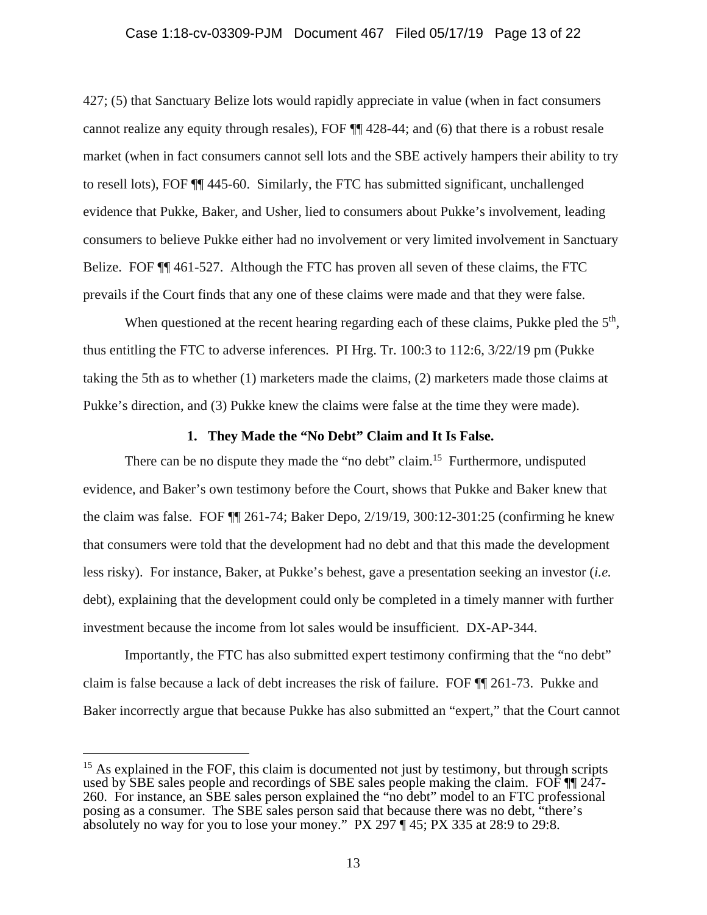427; (5) that Sanctuary Belize lots would rapidly appreciate in value (when in fact consumers cannot realize any equity through resales), FOF ¶¶ 428-44; and (6) that there is a robust resale market (when in fact consumers cannot sell lots and the SBE actively hampers their ability to try to resell lots), FOF ¶¶ 445-60. Similarly, the FTC has submitted significant, unchallenged evidence that Pukke, Baker, and Usher, lied to consumers about Pukke's involvement, leading consumers to believe Pukke either had no involvement or very limited involvement in Sanctuary Belize. FOF ¶¶ 461-527. Although the FTC has proven all seven of these claims, the FTC prevails if the Court finds that any one of these claims were made and that they were false.

When questioned at the recent hearing regarding each of these claims, Pukke pled the 5th, thus entitling the FTC to adverse inferences. PI Hrg. Tr. 100:3 to 112:6, 3/22/19 pm (Pukke taking the 5th as to whether (1) marketers made the claims, (2) marketers made those claims at Pukke's direction, and (3) Pukke knew the claims were false at the time they were made).

### 1. They Made the "No Debt" Claim and It Is False.

There can be no dispute they made the "no debt" claim.[15] Furthermore, undisputed evidence, and Baker's own testimony before the Court, shows that Pukke and Baker knew that the claim was false. FOF ¶¶ 261-74; Baker Depo, 2/19/19, 300:12-301:25 (confirming he knew that consumers were told that the development had no debt and that this made the development less risky). For instance, Baker, at Pukke's behest, gave a presentation seeking an investor (*i.e.* debt), explaining that the development could only be completed in a timely manner with further investment because the income from lot sales would be insufficient. DX-AP-344.

Importantly, the FTC has also submitted expert testimony confirming that the "no debt" claim is false because a lack of debt increases the risk of failure. FOF ¶¶ 261-73. Pukke and Baker incorrectly argue that because Pukke has also submitted an "expert," that the Court cannot

---

[15] As explained in the FOF, this claim is documented not just by testimony, but through scripts used by SBE sales people and recordings of SBE sales people making the claim. FOF ¶¶ 247-260. For instance, an SBE sales person explained the "no debt" model to an FTC professional posing as a consumer. The SBE sales person said that because there was no debt, "there's absolutely no way for you to lose your money." PX 297 ¶ 45; PX 335 at 28:9 to 29:8.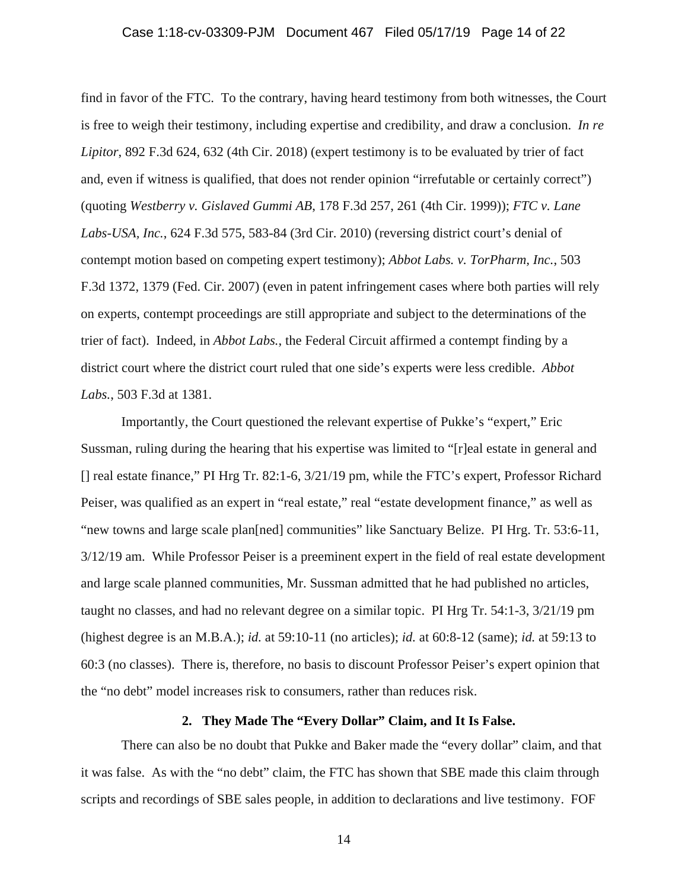find in favor of the FTC. To the contrary, having heard testimony from both witnesses, the Court is free to weigh their testimony, including expertise and credibility, and draw a conclusion. *In re Lipitor*, 892 F.3d 624, 632 (4th Cir. 2018) (expert testimony is to be evaluated by trier of fact and, even if witness is qualified, that does not render opinion "irrefutable or certainly correct") (quoting *Westberry v. Gislaved Gummi AB*, 178 F.3d 257, 261 (4th Cir. 1999)); *FTC v. Lane Labs-USA, Inc.*, 624 F.3d 575, 583-84 (3rd Cir. 2010) (reversing district court's denial of contempt motion based on competing expert testimony); *Abbot Labs. v. TorPharm, Inc.*, 503 F.3d 1372, 1379 (Fed. Cir. 2007) (even in patent infringement cases where both parties will rely on experts, contempt proceedings are still appropriate and subject to the determinations of the trier of fact). Indeed, in *Abbot Labs.*, the Federal Circuit affirmed a contempt finding by a district court where the district court ruled that one side's experts were less credible. *Abbot Labs.*, 503 F.3d at 1381.

Importantly, the Court questioned the relevant expertise of Pukke's "expert," Eric Sussman, ruling during the hearing that his expertise was limited to "[r]eal estate in general and [] real estate finance," PI Hrg Tr. 82:1-6, 3/21/19 pm, while the FTC's expert, Professor Richard Peiser, was qualified as an expert in "real estate," real "estate development finance," as well as "new towns and large scale plan[ned] communities" like Sanctuary Belize. PI Hrg. Tr. 53:6-11, 3/12/19 am. While Professor Peiser is a preeminent expert in the field of real estate development and large scale planned communities, Mr. Sussman admitted that he had published no articles, taught no classes, and had no relevant degree on a similar topic. PI Hrg Tr. 54:1-3, 3/21/19 pm (highest degree is an M.B.A.); *id.* at 59:10-11 (no articles); *id.* at 60:8-12 (same); *id.* at 59:13 to 60:3 (no classes). There is, therefore, no basis to discount Professor Peiser's expert opinion that the "no debt" model increases risk to consumers, rather than reduces risk.

### 2. They Made The "Every Dollar" Claim, and It Is False.

There can also be no doubt that Pukke and Baker made the "every dollar" claim, and that it was false. As with the "no debt" claim, the FTC has shown that SBE made this claim through scripts and recordings of SBE sales people, in addition to declarations and live testimony. FOF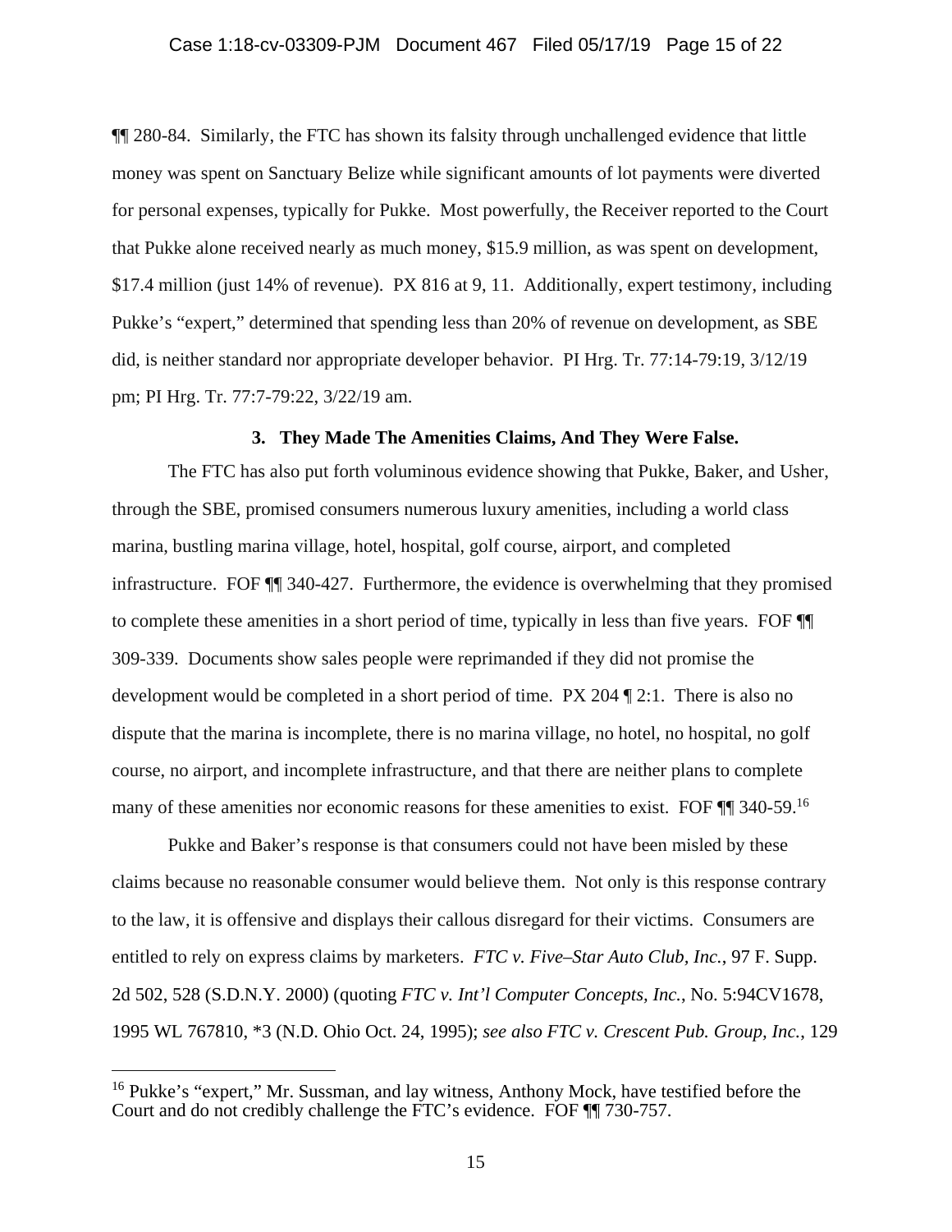¶¶ 280-84. Similarly, the FTC has shown its falsity through unchallenged evidence that little money was spent on Sanctuary Belize while significant amounts of lot payments were diverted for personal expenses, typically for Pukke. Most powerfully, the Receiver reported to the Court that Pukke alone received nearly as much money, $15.9 million, as was spent on development, $17.4 million (just 14% of revenue). PX 816 at 9, 11. Additionally, expert testimony, including Pukke's "expert," determined that spending less than 20% of revenue on development, as SBE did, is neither standard nor appropriate developer behavior. PI Hrg. Tr. 77:14-79:19, 3/12/19 pm; PI Hrg. Tr. 77:7-79:22, 3/22/19 am.

### 3. They Made The Amenities Claims, And They Were False.

The FTC has also put forth voluminous evidence showing that Pukke, Baker, and Usher, through the SBE, promised consumers numerous luxury amenities, including a world class marina, bustling marina village, hotel, hospital, golf course, airport, and completed infrastructure. FOF ¶¶ 340-427. Furthermore, the evidence is overwhelming that they promised to complete these amenities in a short period of time, typically in less than five years. FOF ¶¶ 309-339. Documents show sales people were reprimanded if they did not promise the development would be completed in a short period of time. PX 204 ¶ 2:1. There is also no dispute that the marina is incomplete, there is no marina village, no hotel, no hospital, no golf course, no airport, and incomplete infrastructure, and that there are neither plans to complete many of these amenities nor economic reasons for these amenities to exist. FOF ¶¶ 340-59.[16]

Pukke and Baker's response is that consumers could not have been misled by these claims because no reasonable consumer would believe them. Not only is this response contrary to the law, it is offensive and displays their callous disregard for their victims. Consumers are entitled to rely on express claims by marketers. *FTC v. Five–Star Auto Club, Inc.*, 97 F. Supp. 2d 502, 528 (S.D.N.Y. 2000) (quoting *FTC v. Int'l Computer Concepts, Inc.*, No. 5:94CV1678, 1995 WL 767810, *3 (N.D. Ohio Oct. 24, 1995); *see also FTC v. Crescent Pub. Group, Inc.*, 129

---

[16] Pukke's "expert," Mr. Sussman, and lay witness, Anthony Mock, have testified before the Court and do not credibly challenge the FTC's evidence. FOF ¶¶ 730-757.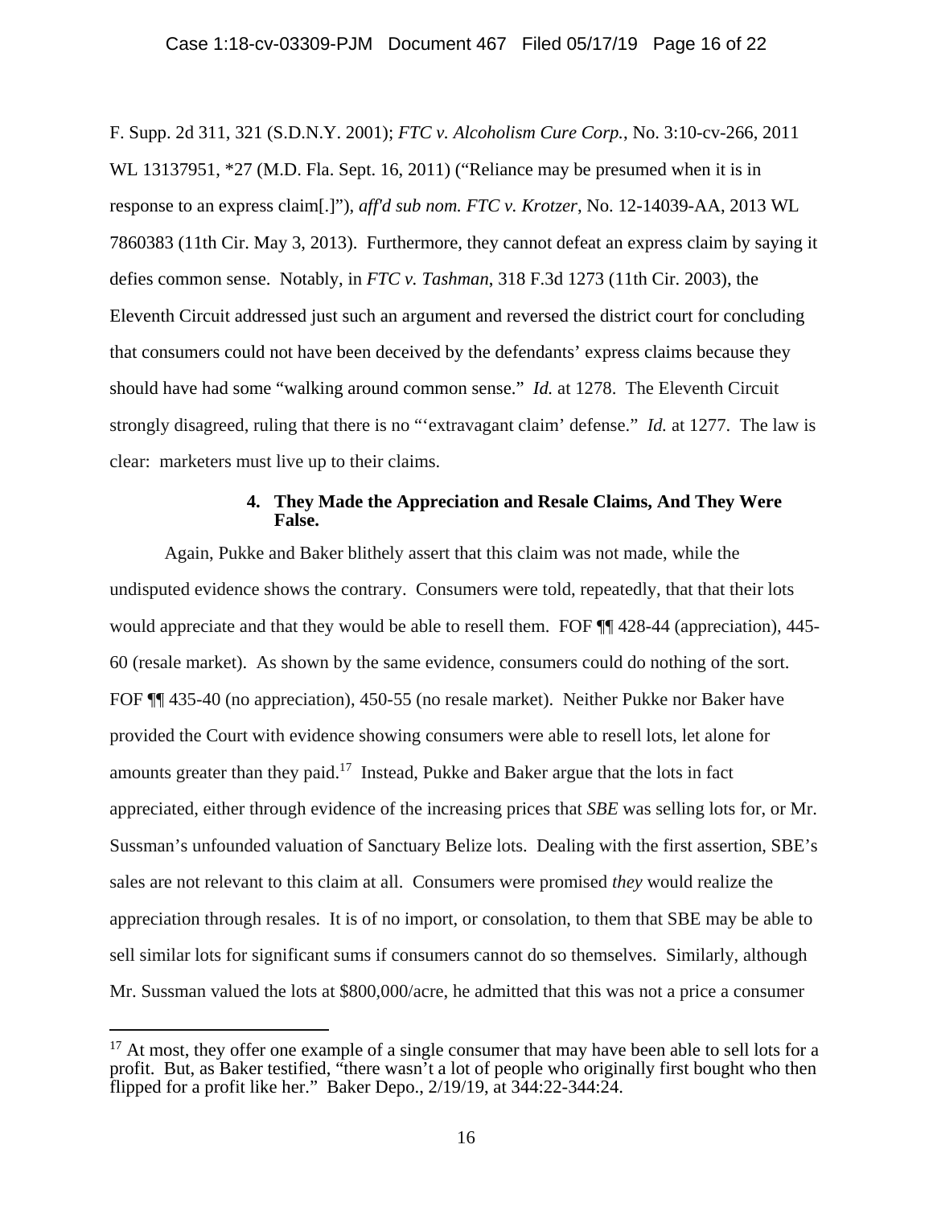F. Supp. 2d 311, 321 (S.D.N.Y. 2001); *FTC v. Alcoholism Cure Corp.*, No. 3:10-cv-266, 2011 WL 13137951, *27 (M.D. Fla. Sept. 16, 2011) ("Reliance may be presumed when it is in response to an express claim[.]"), *aff'd sub nom. FTC v. Krotzer*, No. 12-14039-AA, 2013 WL 7860383 (11th Cir. May 3, 2013). Furthermore, they cannot defeat an express claim by saying it defies common sense. Notably, in *FTC v. Tashman*, 318 F.3d 1273 (11th Cir. 2003), the Eleventh Circuit addressed just such an argument and reversed the district court for concluding that consumers could not have been deceived by the defendants' express claims because they should have had some "walking around common sense." *Id.* at 1278. The Eleventh Circuit strongly disagreed, ruling that there is no "'extravagant claim' defense." *Id.* at 1277. The law is clear: marketers must live up to their claims.

#### 4. They Made the Appreciation and Resale Claims, And They Were False.

Again, Pukke and Baker blithely assert that this claim was not made, while the undisputed evidence shows the contrary. Consumers were told, repeatedly, that that their lots would appreciate and that they would be able to resell them. FOF ¶¶ 428-44 (appreciation), 445-60 (resale market). As shown by the same evidence, consumers could do nothing of the sort. FOF ¶¶ 435-40 (no appreciation), 450-55 (no resale market). Neither Pukke nor Baker have provided the Court with evidence showing consumers were able to resell lots, let alone for amounts greater than they paid.[17] Instead, Pukke and Baker argue that the lots in fact appreciated, either through evidence of the increasing prices that *SBE* was selling lots for, or Mr. Sussman's unfounded valuation of Sanctuary Belize lots. Dealing with the first assertion, SBE's sales are not relevant to this claim at all. Consumers were promised *they* would realize the appreciation through resales. It is of no import, or consolation, to them that SBE may be able to sell similar lots for significant sums if consumers cannot do so themselves. Similarly, although Mr. Sussman valued the lots at $800,000/acre, he admitted that this was not a price a consumer

---

[17] At most, they offer one example of a single consumer that may have been able to sell lots for a profit. But, as Baker testified, "there wasn't a lot of people who originally first bought who then flipped for a profit like her." Baker Depo., 2/19/19, at 344:22-344:24.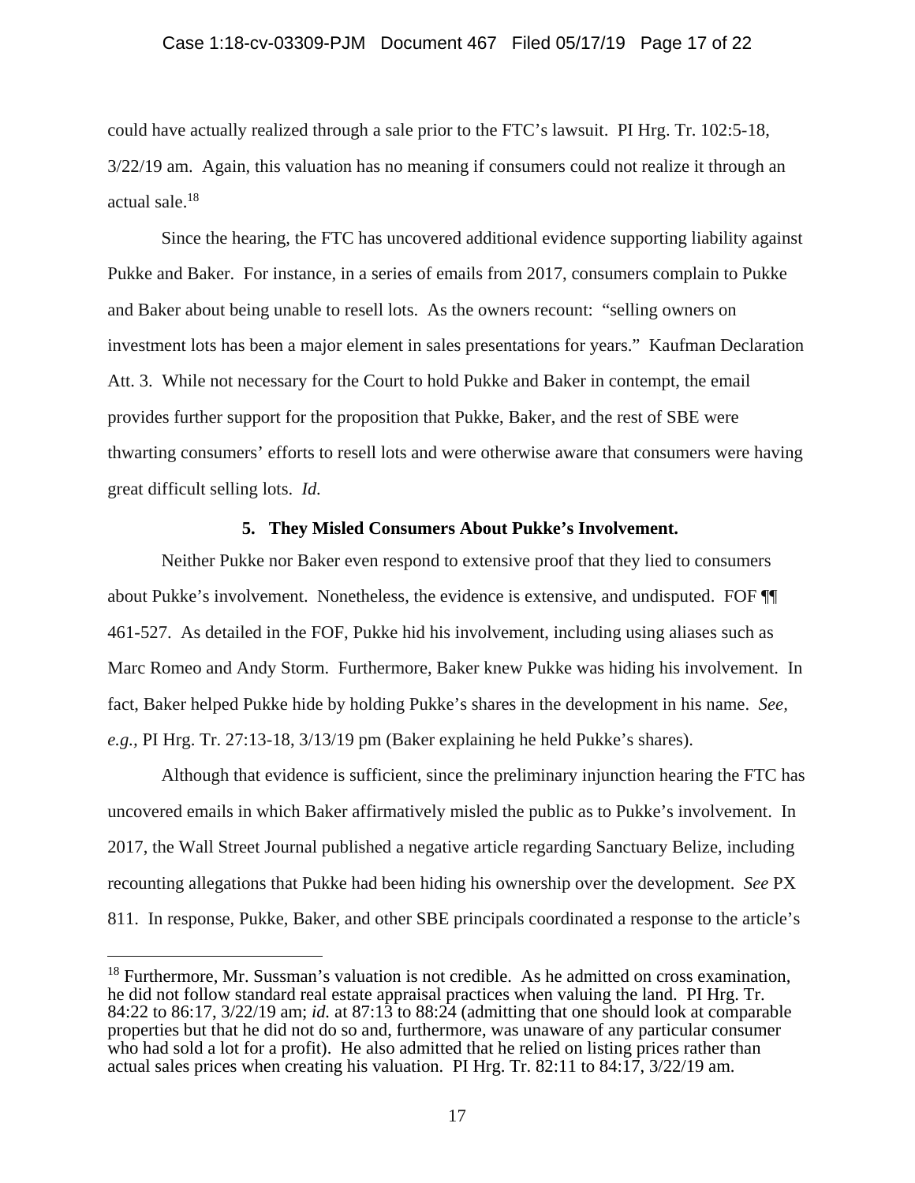could have actually realized through a sale prior to the FTC's lawsuit. PI Hrg. Tr. 102:5-18, 3/22/19 am. Again, this valuation has no meaning if consumers could not realize it through an actual sale.[18]

Since the hearing, the FTC has uncovered additional evidence supporting liability against Pukke and Baker. For instance, in a series of emails from 2017, consumers complain to Pukke and Baker about being unable to resell lots. As the owners recount: "selling owners on investment lots has been a major element in sales presentations for years." Kaufman Declaration Att. 3. While not necessary for the Court to hold Pukke and Baker in contempt, the email provides further support for the proposition that Pukke, Baker, and the rest of SBE were thwarting consumers' efforts to resell lots and were otherwise aware that consumers were having great difficult selling lots. *Id.*

**5. They Misled Consumers About Pukke's Involvement.**

Neither Pukke nor Baker even respond to extensive proof that they lied to consumers about Pukke's involvement. Nonetheless, the evidence is extensive, and undisputed. FOF ¶¶ 461-527. As detailed in the FOF, Pukke hid his involvement, including using aliases such as Marc Romeo and Andy Storm. Furthermore, Baker knew Pukke was hiding his involvement. In fact, Baker helped Pukke hide by holding Pukke's shares in the development in his name. *See, e.g.*, PI Hrg. Tr. 27:13-18, 3/13/19 pm (Baker explaining he held Pukke's shares).

Although that evidence is sufficient, since the preliminary injunction hearing the FTC has uncovered emails in which Baker affirmatively misled the public as to Pukke's involvement. In 2017, the Wall Street Journal published a negative article regarding Sanctuary Belize, including recounting allegations that Pukke had been hiding his ownership over the development. *See* PX 811. In response, Pukke, Baker, and other SBE principals coordinated a response to the article's

---

[18] Furthermore, Mr. Sussman's valuation is not credible. As he admitted on cross examination, he did not follow standard real estate appraisal practices when valuing the land. PI Hrg. Tr. 84:22 to 86:17, 3/22/19 am; *id.* at 87:13 to 88:24 (admitting that one should look at comparable properties but that he did not do so and, furthermore, was unaware of any particular consumer who had sold a lot for a profit). He also admitted that he relied on listing prices rather than actual sales prices when creating his valuation. PI Hrg. Tr. 82:11 to 84:17, 3/22/19 am.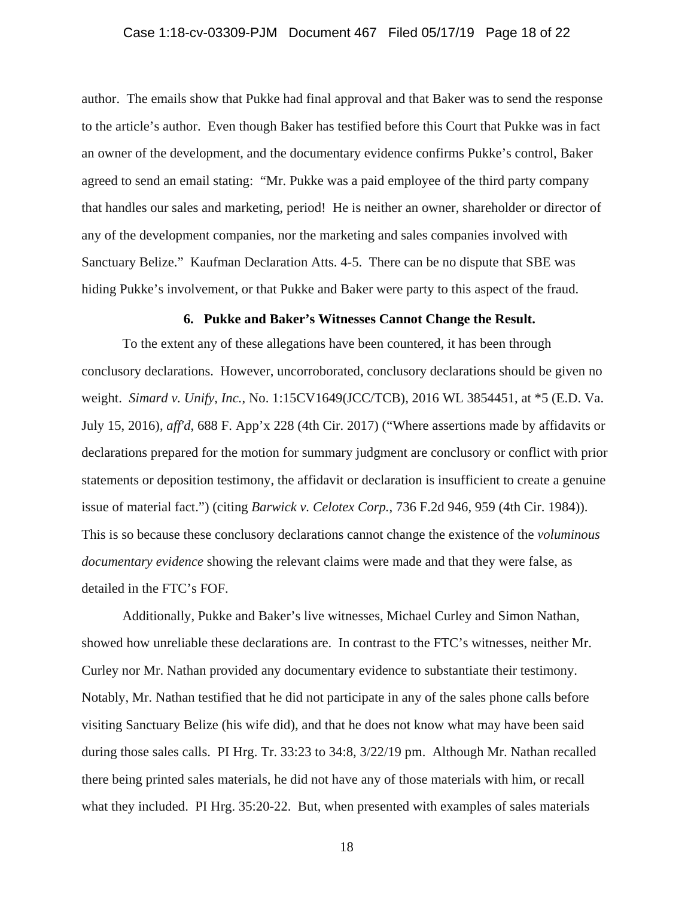author. The emails show that Pukke had final approval and that Baker was to send the response to the article's author. Even though Baker has testified before this Court that Pukke was in fact an owner of the development, and the documentary evidence confirms Pukke's control, Baker agreed to send an email stating: "Mr. Pukke was a paid employee of the third party company that handles our sales and marketing, period! He is neither an owner, shareholder or director of any of the development companies, nor the marketing and sales companies involved with Sanctuary Belize." Kaufman Declaration Atts. 4-5. There can be no dispute that SBE was hiding Pukke's involvement, or that Pukke and Baker were party to this aspect of the fraud.

**6. Pukke and Baker's Witnesses Cannot Change the Result.**

To the extent any of these allegations have been countered, it has been through conclusory declarations. However, uncorroborated, conclusory declarations should be given no weight. *Simard v. Unify, Inc.*, No. 1:15CV1649(JCC/TCB), 2016 WL 3854451, at *5 (E.D. Va. July 15, 2016), *aff'd*, 688 F. App'x 228 (4th Cir. 2017) ("Where assertions made by affidavits or declarations prepared for the motion for summary judgment are conclusory or conflict with prior statements or deposition testimony, the affidavit or declaration is insufficient to create a genuine issue of material fact.") (citing *Barwick v. Celotex Corp.*, 736 F.2d 946, 959 (4th Cir. 1984)). This is so because these conclusory declarations cannot change the existence of the *voluminous documentary evidence* showing the relevant claims were made and that they were false, as detailed in the FTC's FOF.

Additionally, Pukke and Baker's live witnesses, Michael Curley and Simon Nathan, showed how unreliable these declarations are. In contrast to the FTC's witnesses, neither Mr. Curley nor Mr. Nathan provided any documentary evidence to substantiate their testimony. Notably, Mr. Nathan testified that he did not participate in any of the sales phone calls before visiting Sanctuary Belize (his wife did), and that he does not know what may have been said during those sales calls. PI Hrg. Tr. 33:23 to 34:8, 3/22/19 pm. Although Mr. Nathan recalled there being printed sales materials, he did not have any of those materials with him, or recall what they included. PI Hrg. 35:20-22. But, when presented with examples of sales materials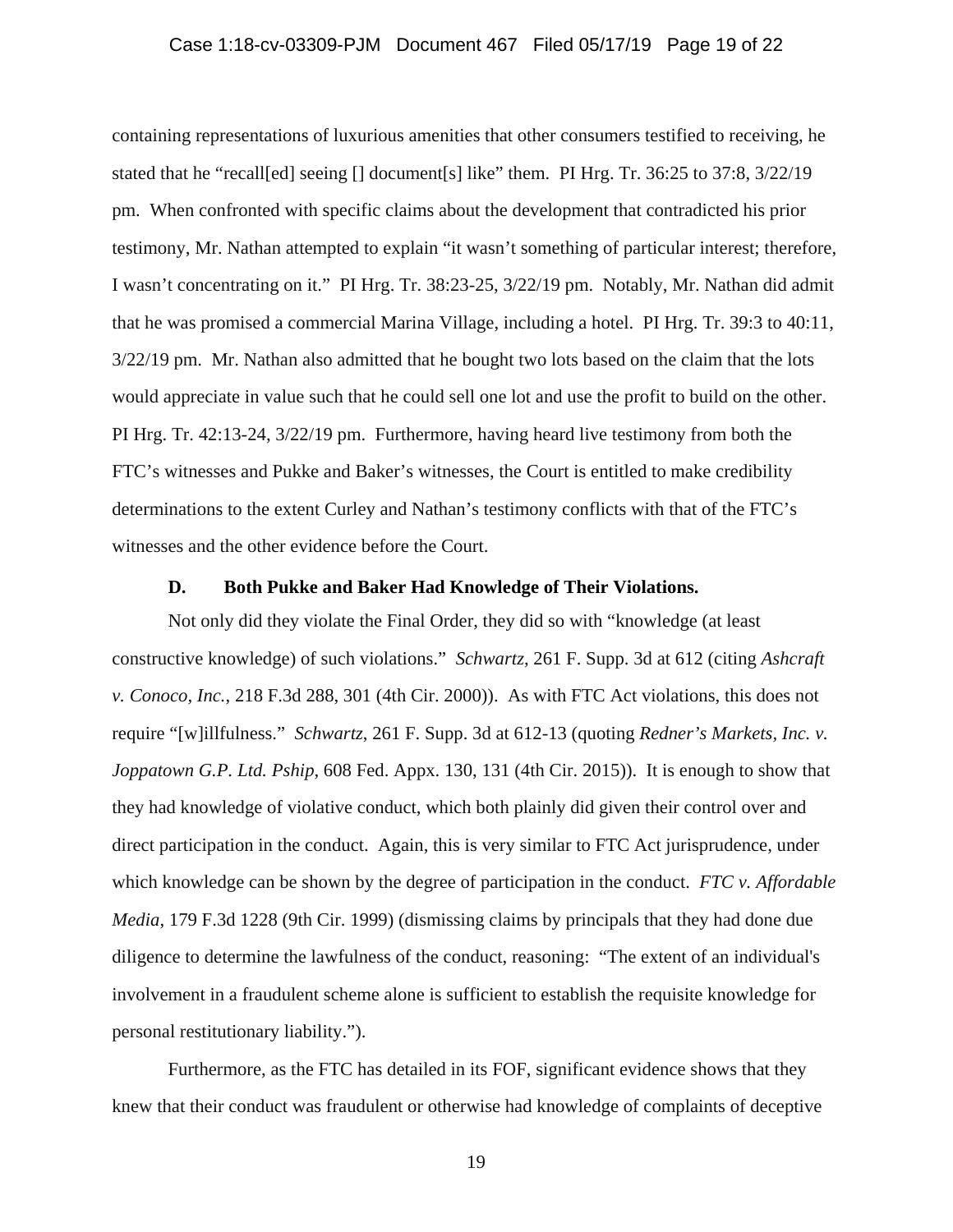containing representations of luxurious amenities that other consumers testified to receiving, he stated that he "recall[ed] seeing [] document[s] like" them. PI Hrg. Tr. 36:25 to 37:8, 3/22/19 pm. When confronted with specific claims about the development that contradicted his prior testimony, Mr. Nathan attempted to explain "it wasn't something of particular interest; therefore, I wasn't concentrating on it." PI Hrg. Tr. 38:23-25, 3/22/19 pm. Notably, Mr. Nathan did admit that he was promised a commercial Marina Village, including a hotel. PI Hrg. Tr. 39:3 to 40:11, 3/22/19 pm. Mr. Nathan also admitted that he bought two lots based on the claim that the lots would appreciate in value such that he could sell one lot and use the profit to build on the other. PI Hrg. Tr. 42:13-24, 3/22/19 pm. Furthermore, having heard live testimony from both the FTC's witnesses and Pukke and Baker's witnesses, the Court is entitled to make credibility determinations to the extent Curley and Nathan's testimony conflicts with that of the FTC's witnesses and the other evidence before the Court.

### D. Both Pukke and Baker Had Knowledge of Their Violations.

Not only did they violate the Final Order, they did so with "knowledge (at least constructive knowledge) of such violations." *Schwartz*, 261 F. Supp. 3d at 612 (citing *Ashcraft v. Conoco, Inc.*, 218 F.3d 288, 301 (4th Cir. 2000)). As with FTC Act violations, this does not require "[w]illfulness." *Schwartz*, 261 F. Supp. 3d at 612-13 (quoting *Redner's Markets, Inc. v. Joppatown G.P. Ltd. Pship*, 608 Fed. Appx. 130, 131 (4th Cir. 2015)). It is enough to show that they had knowledge of violative conduct, which both plainly did given their control over and direct participation in the conduct. Again, this is very similar to FTC Act jurisprudence, under which knowledge can be shown by the degree of participation in the conduct. *FTC v. Affordable Media*, 179 F.3d 1228 (9th Cir. 1999) (dismissing claims by principals that they had done due diligence to determine the lawfulness of the conduct, reasoning: "The extent of an individual's involvement in a fraudulent scheme alone is sufficient to establish the requisite knowledge for personal restitutionary liability.").

Furthermore, as the FTC has detailed in its FOF, significant evidence shows that they knew that their conduct was fraudulent or otherwise had knowledge of complaints of deceptive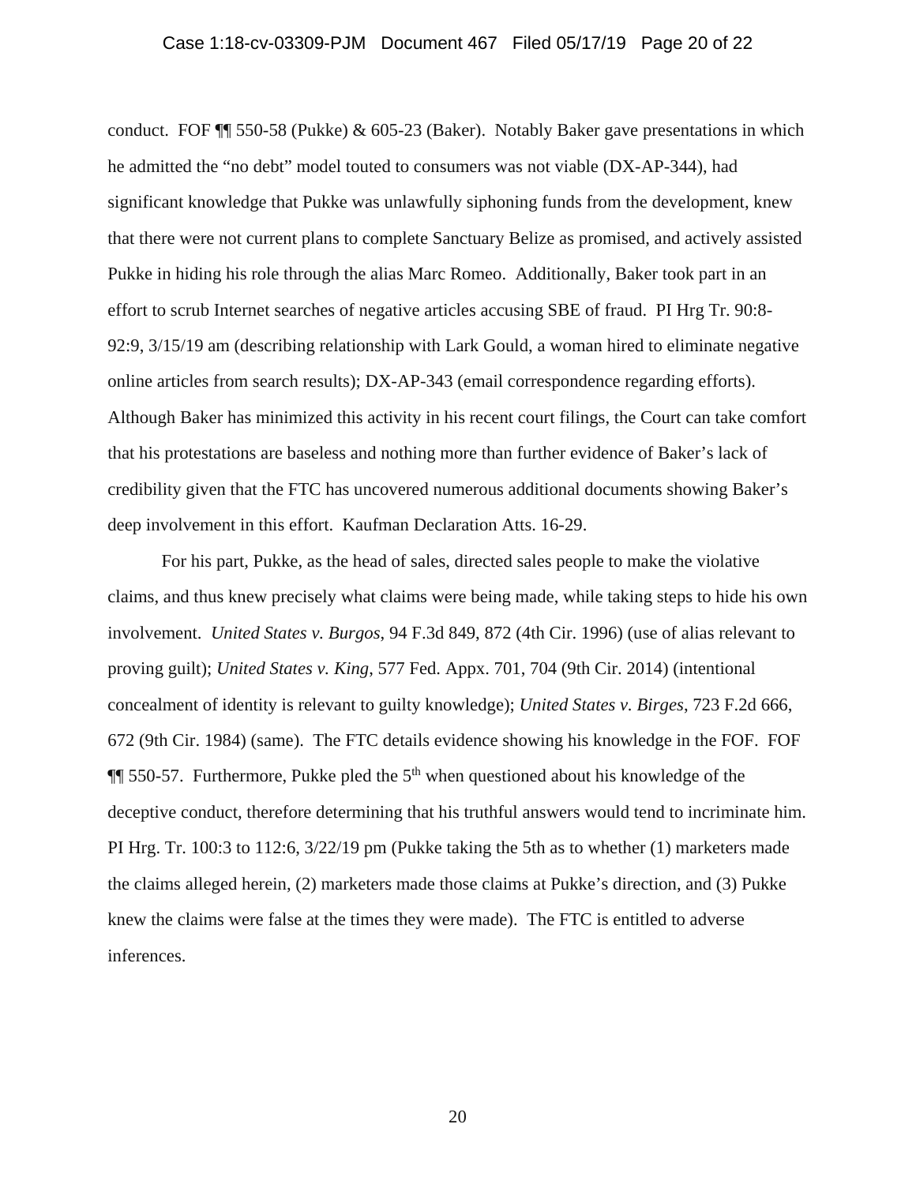conduct. FOF ¶¶ 550-58 (Pukke) & 605-23 (Baker). Notably Baker gave presentations in which he admitted the "no debt" model touted to consumers was not viable (DX-AP-344), had significant knowledge that Pukke was unlawfully siphoning funds from the development, knew that there were not current plans to complete Sanctuary Belize as promised, and actively assisted Pukke in hiding his role through the alias Marc Romeo. Additionally, Baker took part in an effort to scrub Internet searches of negative articles accusing SBE of fraud. PI Hrg Tr. 90:8-92:9, 3/15/19 am (describing relationship with Lark Gould, a woman hired to eliminate negative online articles from search results); DX-AP-343 (email correspondence regarding efforts). Although Baker has minimized this activity in his recent court filings, the Court can take comfort that his protestations are baseless and nothing more than further evidence of Baker's lack of credibility given that the FTC has uncovered numerous additional documents showing Baker's deep involvement in this effort. Kaufman Declaration Atts. 16-29.

For his part, Pukke, as the head of sales, directed sales people to make the violative claims, and thus knew precisely what claims were being made, while taking steps to hide his own involvement. *United States v. Burgos*, 94 F.3d 849, 872 (4th Cir. 1996) (use of alias relevant to proving guilt); *United States v. King*, 577 Fed. Appx. 701, 704 (9th Cir. 2014) (intentional concealment of identity is relevant to guilty knowledge); *United States v. Birges*, 723 F.2d 666, 672 (9th Cir. 1984) (same). The FTC details evidence showing his knowledge in the FOF. FOF ¶¶ 550-57. Furthermore, Pukke pled the 5th when questioned about his knowledge of the deceptive conduct, therefore determining that his truthful answers would tend to incriminate him. PI Hrg. Tr. 100:3 to 112:6, 3/22/19 pm (Pukke taking the 5th as to whether (1) marketers made the claims alleged herein, (2) marketers made those claims at Pukke's direction, and (3) Pukke knew the claims were false at the times they were made). The FTC is entitled to adverse inferences.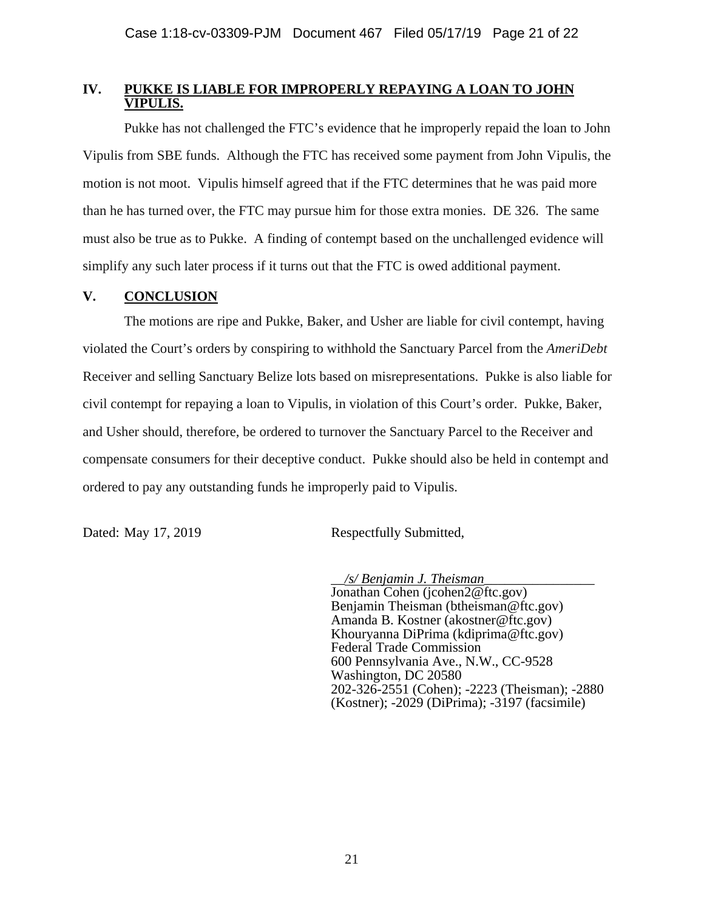## IV. PUKKE IS LIABLE FOR IMPROPERLY REPAYING A LOAN TO JOHN VIPULIS.

Pukke has not challenged the FTC's evidence that he improperly repaid the loan to John Vipulis from SBE funds. Although the FTC has received some payment from John Vipulis, the motion is not moot. Vipulis himself agreed that if the FTC determines that he was paid more than he has turned over, the FTC may pursue him for those extra monies. DE 326. The same must also be true as to Pukke. A finding of contempt based on the unchallenged evidence will simplify any such later process if it turns out that the FTC is owed additional payment.

## V. CONCLUSION

The motions are ripe and Pukke, Baker, and Usher are liable for civil contempt, having violated the Court's orders by conspiring to withhold the Sanctuary Parcel from the *AmeriDebt* Receiver and selling Sanctuary Belize lots based on misrepresentations. Pukke is also liable for civil contempt for repaying a loan to Vipulis, in violation of this Court's order. Pukke, Baker, and Usher should, therefore, be ordered to turnover the Sanctuary Parcel to the Receiver and compensate consumers for their deceptive conduct. Pukke should also be held in contempt and ordered to pay any outstanding funds he improperly paid to Vipulis.

Dated: May 17, 2019

Respectfully Submitted,

*/s/ Benjamin J. Theisman*
Jonathan Cohen (jcohen2@ftc.gov)
Benjamin Theisman (btheisman@ftc.gov)
Amanda B. Kostner (akostner@ftc.gov)
Khouryanna DiPrima (kdiprima@ftc.gov)
Federal Trade Commission
600 Pennsylvania Ave., N.W., CC-9528
Washington, DC 20580
202-326-2551 (Cohen); -2223 (Theisman); -2880 (Kostner); -2029 (DiPrima); -3197 (facsimile)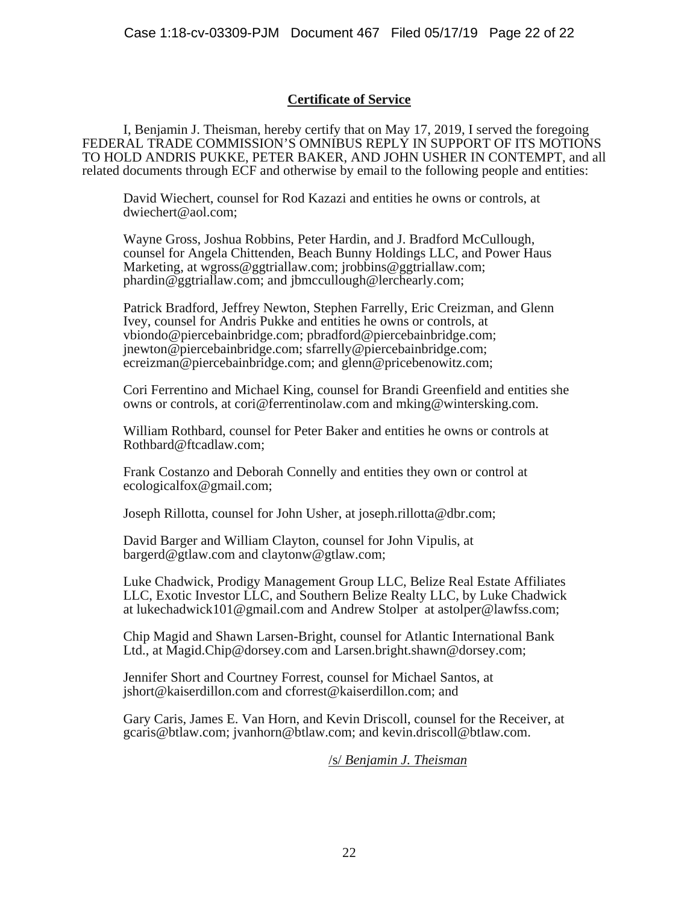**Certificate of Service**

I, Benjamin J. Theisman, hereby certify that on May 17, 2019, I served the foregoing FEDERAL TRADE COMMISSION'S OMNIBUS REPLY IN SUPPORT OF ITS MOTIONS TO HOLD ANDRIS PUKKE, PETER BAKER, AND JOHN USHER IN CONTEMPT, and all related documents through ECF and otherwise by email to the following people and entities:

David Wiechert, counsel for Rod Kazazi and entities he owns or controls, at dwiechert@aol.com;

Wayne Gross, Joshua Robbins, Peter Hardin, and J. Bradford McCullough, counsel for Angela Chittenden, Beach Bunny Holdings LLC, and Power Haus Marketing, at wgross@ggtriallaw.com; jrobbins@ggtriallaw.com; phardin@ggtriallaw.com; and jbmccullough@lerchearly.com;

Patrick Bradford, Jeffrey Newton, Stephen Farrelly, Eric Creizman, and Glenn Ivey, counsel for Andris Pukke and entities he owns or controls, at vbiondo@piercebainbridge.com; pbradford@piercebainbridge.com; jnewton@piercebainbridge.com; sfarrelly@piercebainbridge.com; ecreizman@piercebainbridge.com; and glenn@pricebenowitz.com;

Cori Ferrentino and Michael King, counsel for Brandi Greenfield and entities she owns or controls, at cori@ferrentinolaw.com and mking@wintersking.com.

William Rothbard, counsel for Peter Baker and entities he owns or controls at Rothbard@ftcadlaw.com;

Frank Costanzo and Deborah Connelly and entities they own or control at ecologicalfox@gmail.com;

Joseph Rillotta, counsel for John Usher, at joseph.rillotta@dbr.com;

David Barger and William Clayton, counsel for John Vipulis, at bargerd@gtlaw.com and claytonw@gtlaw.com;

Luke Chadwick, Prodigy Management Group LLC, Belize Real Estate Affiliates LLC, Exotic Investor LLC, and Southern Belize Realty LLC, by Luke Chadwick at lukechadwick101@gmail.com and Andrew Stolper at astolper@lawfss.com;

Chip Magid and Shawn Larsen-Bright, counsel for Atlantic International Bank Ltd., at Magid.Chip@dorsey.com and Larsen.bright.shawn@dorsey.com;

Jennifer Short and Courtney Forrest, counsel for Michael Santos, at jshort@kaiserdillon.com and cforrest@kaiserdillon.com; and

Gary Caris, James E. Van Horn, and Kevin Driscoll, counsel for the Receiver, at gcaris@btlaw.com; jvanhorn@btlaw.com; and kevin.driscoll@btlaw.com.

/s/ *Benjamin J. Theisman*